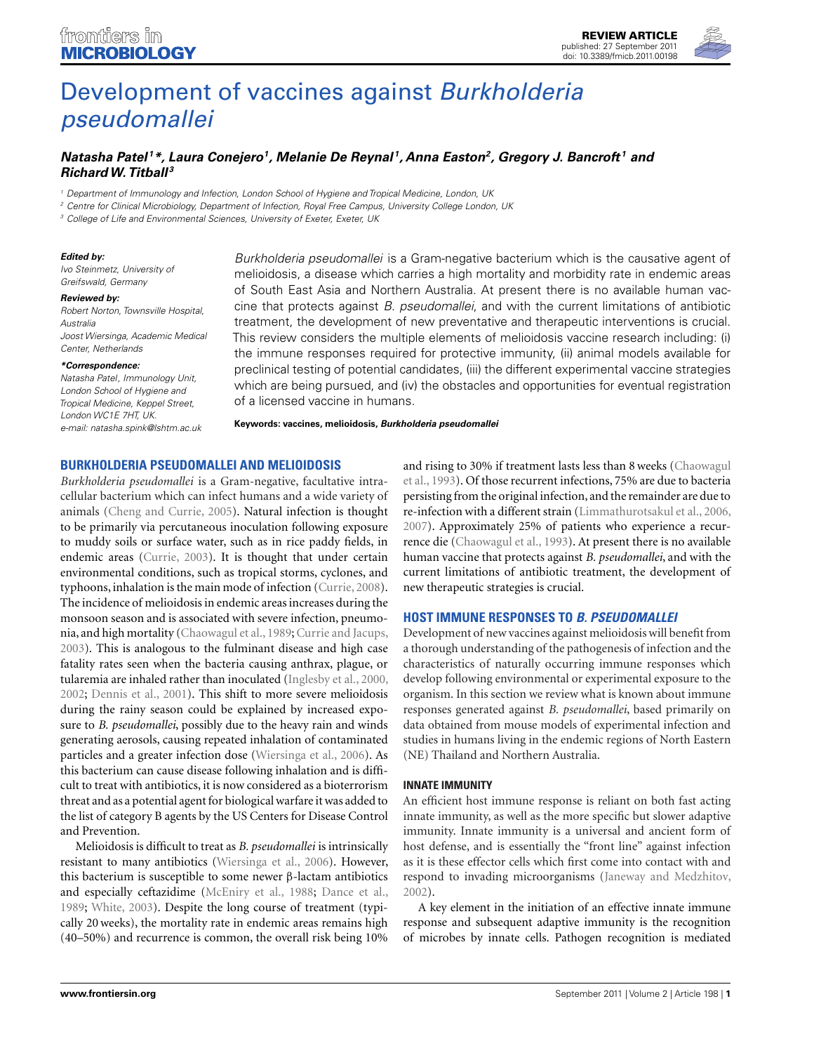# Development of vaccines against *Burkholderia pseudomallei*

***Natasha Patel[1]\*, Laura Conejero[1], Melanie De Reynal[1], Anna Easton[2], Gregory J. Bancroft[1] and Richard W. Titball[3]***

[1] Department of Immunology and Infection, London School of Hygiene and Tropical Medicine, London, UK

[2] Centre for Clinical Microbiology, Department of Infection, Royal Free Campus, University College London, UK

[3] College of Life and Environmental Sciences, University of Exeter, Exeter, UK

**Edited by:**
*Ivo Steinmetz, University of Greifswald, Germany*

**Reviewed by:**
*Robert Norton, Townsville Hospital, Australia*
*Joost Wiersinga, Academic Medical Center, Netherlands*

**\*Correspondence:**
*Natasha Patel, Immunology Unit, London School of Hygiene and Tropical Medicine, Keppel Street, London WC1E 7HT, UK.*
*e-mail: natasha.spink@lshtm.ac.uk*

*Burkholderia pseudomallei* is a Gram-negative bacterium which is the causative agent of melioidosis, a disease which carries a high mortality and morbidity rate in endemic areas of South East Asia and Northern Australia. At present there is no available human vaccine that protects against *B. pseudomallei*, and with the current limitations of antibiotic treatment, the development of new preventative and therapeutic interventions is crucial. This review considers the multiple elements of melioidosis vaccine research including: (i) the immune responses required for protective immunity, (ii) animal models available for preclinical testing of potential candidates, (iii) the different experimental vaccine strategies which are being pursued, and (iv) the obstacles and opportunities for eventual registration of a licensed vaccine in humans.

**Keywords: vaccines, melioidosis, *Burkholderia pseudomallei***

## BURKHOLDERIA PSEUDOMALLEI AND MELIOIDOSIS

*Burkholderia pseudomallei* is a Gram-negative, facultative intracellular bacterium which can infect humans and a wide variety of animals (Cheng and Currie, 2005). Natural infection is thought to be primarily via percutaneous inoculation following exposure to muddy soils or surface water, such as in rice paddy fields, in endemic areas (Currie, 2003). It is thought that under certain environmental conditions, such as tropical storms, cyclones, and typhoons, inhalation is the main mode of infection (Currie, 2008). The incidence of melioidosis in endemic areas increases during the monsoon season and is associated with severe infection, pneumonia, and high mortality (Chaowagul et al., 1989; Currie and Jacups, 2003). This is analogous to the fulminant disease and high case fatality rates seen when the bacteria causing anthrax, plague, or tularemia are inhaled rather than inoculated (Inglesby et al., 2000, 2002; Dennis et al., 2001). This shift to more severe melioidosis during the rainy season could be explained by increased exposure to *B. pseudomallei*, possibly due to the heavy rain and winds generating aerosols, causing repeated inhalation of contaminated particles and a greater infection dose (Wiersinga et al., 2006). As this bacterium can cause disease following inhalation and is difficult to treat with antibiotics, it is now considered as a bioterrorism threat and as a potential agent for biological warfare it was added to the list of category B agents by the US Centers for Disease Control and Prevention.

Melioidosis is difficult to treat as *B. pseudomallei* is intrinsically resistant to many antibiotics (Wiersinga et al., 2006). However, this bacterium is susceptible to some newer β-lactam antibiotics and especially ceftazidime (McEniry et al., 1988; Dance et al., 1989; White, 2003). Despite the long course of treatment (typically 20 weeks), the mortality rate in endemic areas remains high (40–50%) and recurrence is common, the overall risk being 10% and rising to 30% if treatment lasts less than 8 weeks (Chaowagul et al., 1993). Of those recurrent infections, 75% are due to bacteria persisting from the original infection, and the remainder are due to re-infection with a different strain (Limmathurotsakul et al., 2006, 2007). Approximately 25% of patients who experience a recurrence die (Chaowagul et al., 1993). At present there is no available human vaccine that protects against *B. pseudomallei*, and with the current limitations of antibiotic treatment, the development of new therapeutic strategies is crucial.

## HOST IMMUNE RESPONSES TO *B. PSEUDOMALLEI*

Development of new vaccines against melioidosis will benefit from a thorough understanding of the pathogenesis of infection and the characteristics of naturally occurring immune responses which develop following environmental or experimental exposure to the organism. In this section we review what is known about immune responses generated against *B. pseudomallei*, based primarily on data obtained from mouse models of experimental infection and studies in humans living in the endemic regions of North Eastern (NE) Thailand and Northern Australia.

### INNATE IMMUNITY

An efficient host immune response is reliant on both fast acting innate immunity, as well as the more specific but slower adaptive immunity. Innate immunity is a universal and ancient form of host defense, and is essentially the "front line" against infection as it is these effector cells which first come into contact with and respond to invading microorganisms (Janeway and Medzhitov, 2002).

A key element in the initiation of an effective innate immune response and subsequent adaptive immunity is the recognition of microbes by innate cells. Pathogen recognition is mediated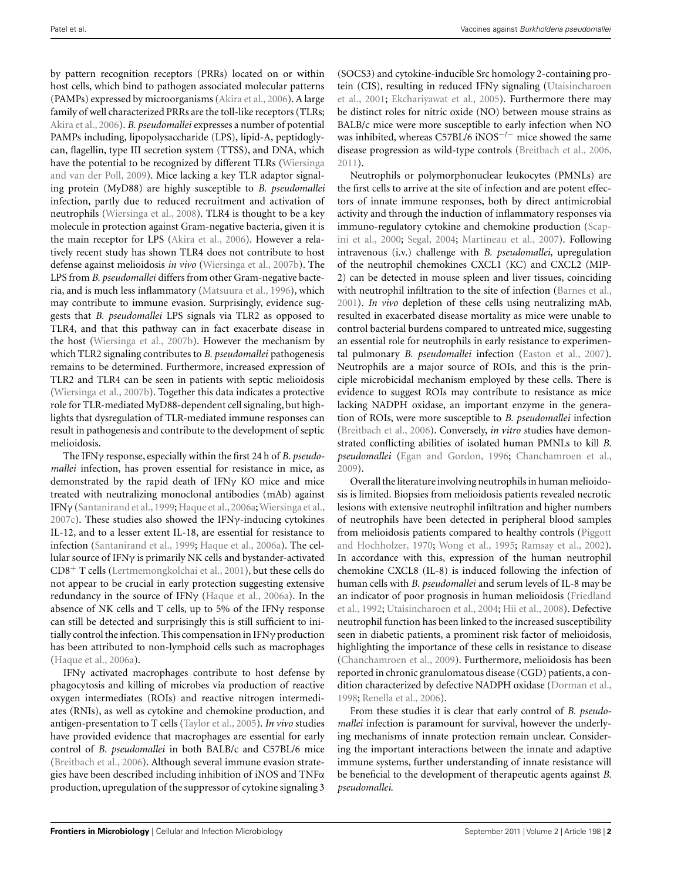by pattern recognition receptors (PRRs) located on or within host cells, which bind to pathogen associated molecular patterns (PAMPs) expressed by microorganisms (Akira et al., 2006). A large family of well characterized PRRs are the toll-like receptors (TLRs; Akira et al., 2006). *B. pseudomallei* expresses a number of potential PAMPs including, lipopolysaccharide (LPS), lipid-A, peptidoglycan, flagellin, type III secretion system (TTSS), and DNA, which have the potential to be recognized by different TLRs (Wiersinga and van der Poll, 2009). Mice lacking a key TLR adaptor signaling protein (MyD88) are highly susceptible to *B. pseudomallei* infection, partly due to reduced recruitment and activation of neutrophils (Wiersinga et al., 2008). TLR4 is thought to be a key molecule in protection against Gram-negative bacteria, given it is the main receptor for LPS (Akira et al., 2006). However a relatively recent study has shown TLR4 does not contribute to host defense against melioidosis *in vivo* (Wiersinga et al., 2007b). The LPS from *B. pseudomallei* differs from other Gram-negative bacteria, and is much less inflammatory (Matsuura et al., 1996), which may contribute to immune evasion. Surprisingly, evidence suggests that *B. pseudomallei* LPS signals via TLR2 as opposed to TLR4, and that this pathway can in fact exacerbate disease in the host (Wiersinga et al., 2007b). However the mechanism by which TLR2 signaling contributes to *B. pseudomallei* pathogenesis remains to be determined. Furthermore, increased expression of TLR2 and TLR4 can be seen in patients with septic melioidosis (Wiersinga et al., 2007b). Together this data indicates a protective role for TLR-mediated MyD88-dependent cell signaling, but highlights that dysregulation of TLR-mediated immune responses can result in pathogenesis and contribute to the development of septic melioidosis.

The IFNγ response, especially within the first 24 h of *B. pseudomallei* infection, has proven essential for resistance in mice, as demonstrated by the rapid death of IFNγ KO mice and mice treated with neutralizing monoclonal antibodies (mAb) against IFNγ (Santanirand et al., 1999; Haque et al., 2006a; Wiersinga et al., 2007c). These studies also showed the IFNγ-inducing cytokines IL-12, and to a lesser extent IL-18, are essential for resistance to infection (Santanirand et al., 1999; Haque et al., 2006a). The cellular source of IFNγ is primarily NK cells and bystander-activated $CD8^+$ T cells (Lertmemongkolchai et al., 2001), but these cells do not appear to be crucial in early protection suggesting extensive redundancy in the source of IFNγ (Haque et al., 2006a). In the absence of NK cells and T cells, up to 5% of the IFNγ response can still be detected and surprisingly this is still sufficient to initially control the infection. This compensation in IFNγ production has been attributed to non-lymphoid cells such as macrophages (Haque et al., 2006a).

IFNγ activated macrophages contribute to host defense by phagocytosis and killing of microbes via production of reactive oxygen intermediates (ROIs) and reactive nitrogen intermediates (RNIs), as well as cytokine and chemokine production, and antigen-presentation to T cells (Taylor et al., 2005). *In vivo* studies have provided evidence that macrophages are essential for early control of *B. pseudomallei* in both BALB/c and C57BL/6 mice (Breitbach et al., 2006). Although several immune evasion strategies have been described including inhibition of iNOS and TNFα production, upregulation of the suppressor of cytokine signaling 3 (SOCS3) and cytokine-inducible Src homology 2-containing protein (CIS), resulting in reduced IFNγ signaling (Utaisincharoen et al., 2001; Ekchariyawat et al., 2005). Furthermore there may be distinct roles for nitric oxide (NO) between mouse strains as BALB/c mice were more susceptible to early infection when NO was inhibited, whereas C57BL/6 $iNOS^{-/-}$ mice showed the same disease progression as wild-type controls (Breitbach et al., 2006, 2011).

Neutrophils or polymorphonuclear leukocytes (PMNLs) are the first cells to arrive at the site of infection and are potent effectors of innate immune responses, both by direct antimicrobial activity and through the induction of inflammatory responses via immuno-regulatory cytokine and chemokine production (Scapini et al., 2000; Segal, 2004; Martineau et al., 2007). Following intravenous (i.v.) challenge with *B. pseudomallei*, upregulation of the neutrophil chemokines CXCL1 (KC) and CXCL2 (MIP-2) can be detected in mouse spleen and liver tissues, coinciding with neutrophil infiltration to the site of infection (Barnes et al., 2001). *In vivo* depletion of these cells using neutralizing mAb, resulted in exacerbated disease mortality as mice were unable to control bacterial burdens compared to untreated mice, suggesting an essential role for neutrophils in early resistance to experimental pulmonary *B. pseudomallei* infection (Easton et al., 2007). Neutrophils are a major source of ROIs, and this is the principle microbicidal mechanism employed by these cells. There is evidence to suggest ROIs may contribute to resistance as mice lacking NADPH oxidase, an important enzyme in the generation of ROIs, were more susceptible to *B. pseudomallei* infection (Breitbach et al., 2006). Conversely, *in vitro* studies have demonstrated conflicting abilities of isolated human PMNLs to kill *B. pseudomallei* (Egan and Gordon, 1996; Chanchamroen et al., 2009).

Overall the literature involving neutrophils in human melioidosis is limited. Biopsies from melioidosis patients revealed necrotic lesions with extensive neutrophil infiltration and higher numbers of neutrophils have been detected in peripheral blood samples from melioidosis patients compared to healthy controls (Piggott and Hochholzer, 1970; Wong et al., 1995; Ramsay et al., 2002). In accordance with this, expression of the human neutrophil chemokine CXCL8 (IL-8) is induced following the infection of human cells with *B. pseudomallei* and serum levels of IL-8 may be an indicator of poor prognosis in human melioidosis (Friedland et al., 1992; Utaisincharoen et al., 2004; Hii et al., 2008). Defective neutrophil function has been linked to the increased susceptibility seen in diabetic patients, a prominent risk factor of melioidosis, highlighting the importance of these cells in resistance to disease (Chanchamroen et al., 2009). Furthermore, melioidosis has been reported in chronic granulomatous disease (CGD) patients, a condition characterized by defective NADPH oxidase (Dorman et al., 1998; Renella et al., 2006).

From these studies it is clear that early control of *B. pseudomallei* infection is paramount for survival, however the underlying mechanisms of innate protection remain unclear. Considering the important interactions between the innate and adaptive immune systems, further understanding of innate resistance will be beneficial to the development of therapeutic agents against *B. pseudomallei.*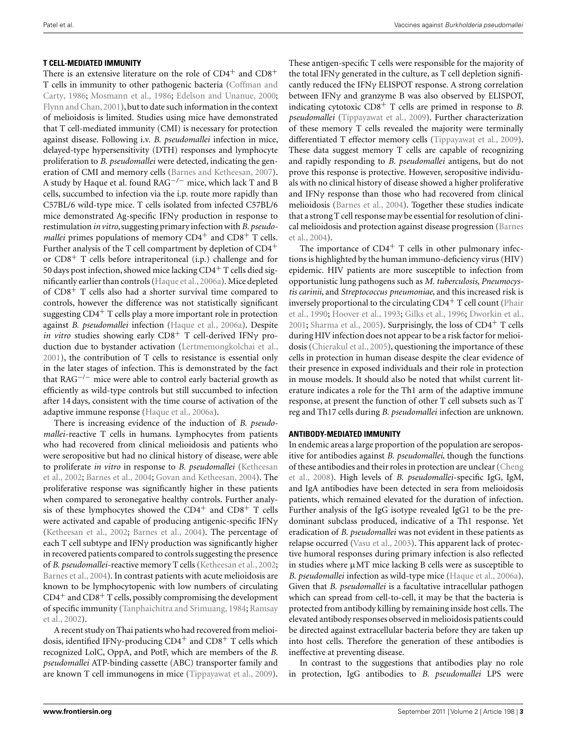### T CELL-MEDIATED IMMUNITY

There is an extensive literature on the role of $CD4^+$ and $CD8^+$ T cells in immunity to other pathogenic bacteria (Coffman and Carty, 1986; Mosmann et al., 1986; Edelson and Unanue, 2000; Flynn and Chan, 2001), but to date such information in the context of melioidosis is limited. Studies using mice have demonstrated that T cell-mediated immunity (CMI) is necessary for protection against disease. Following i.v. *B. pseudomallei* infection in mice, delayed-type hypersensitivity (DTH) responses and lymphocyte proliferation to *B. pseudomallei* were detected, indicating the generation of CMI and memory cells (Barnes and Ketheesan, 2007). A study by Haque et al. found $RAG^{-/-}$ mice, which lack T and B cells, succumbed to infection via the i.p. route more rapidly than C57BL/6 wild-type mice. T cells isolated from infected C57BL/6 mice demonstrated Ag-specific IFNγ production in response to restimulation *in vitro*, suggesting primary infection with *B. pseudomallei* primes populations of memory $CD4^+$ and $CD8^+$ T cells. Further analysis of the T cell compartment by depletion of $CD4^+$ or $CD8^+$ T cells before intraperitoneal (i.p.) challenge and for 50 days post infection, showed mice lacking $CD4^+$ T cells died significantly earlier than controls (Haque et al., 2006a). Mice depleted of $CD8^+$ T cells also had a shorter survival time compared to controls, however the difference was not statistically significant suggesting $CD4^+$ T cells play a more important role in protection against *B. pseudomallei* infection (Haque et al., 2006a). Despite *in vitro* studies showing early $CD8^+$ T cell-derived IFNγ production due to bystander activation (Lertmemongkolchai et al., 2001), the contribution of T cells to resistance is essential only in the later stages of infection. This is demonstrated by the fact that $RAG^{-/-}$ mice were able to control early bacterial growth as efficiently as wild-type controls but still succumbed to infection after 14 days, consistent with the time course of activation of the adaptive immune response (Haque et al., 2006a).

There is increasing evidence of the induction of *B. pseudomallei*-reactive T cells in humans. Lymphocytes from patients who had recovered from clinical melioidosis and patients who were seropositive but had no clinical history of disease, were able to proliferate *in vitro* in response to *B. pseudomallei* (Ketheesan et al., 2002; Barnes et al., 2004; Govan and Ketheesan, 2004). The proliferative response was significantly higher in these patients when compared to seronegative healthy controls. Further analysis of these lymphocytes showed the $CD4^+$ and $CD8^+$ T cells were activated and capable of producing antigenic-specific IFNγ (Ketheesan et al., 2002; Barnes et al., 2004). The percentage of each T cell subtype and IFNγ production was significantly higher in recovered patients compared to controls suggesting the presence of *B. pseudomallei*-reactive memory T cells (Ketheesan et al., 2002; Barnes et al., 2004). In contrast patients with acute melioidosis are known to be lymphocytopenic with low numbers of circulating $CD4^+$ and $CD8^+$ T cells, possibly compromising the development of specific immunity (Tanphaichitra and Srimuang, 1984; Ramsay et al., 2002).

A recent study on Thai patients who had recovered from melioidosis, identified IFNγ-producing $CD4^+$ and $CD8^+$ T cells which recognized LolC, OppA, and PotF, which are members of the *B. pseudomallei* ATP-binding cassette (ABC) transporter family and are known T cell immunogens in mice (Tippayawat et al., 2009). These antigen-specific T cells were responsible for the majority of the total IFNγ generated in the culture, as T cell depletion significantly reduced the IFNγ ELISPOT response. A strong correlation between IFNγ and granzyme B was also observed by ELISPOT, indicating cytotoxic $CD8^+$ T cells are primed in response to *B. pseudomallei* (Tippayawat et al., 2009). Further characterization of these memory T cells revealed the majority were terminally differentiated T effector memory cells (Tippayawat et al., 2009). These data suggest memory T cells are capable of recognizing and rapidly responding to *B. pseudomallei* antigens, but do not prove this response is protective. However, seropositive individuals with no clinical history of disease showed a higher proliferative and IFNγ response than those who had recovered from clinical melioidosis (Barnes et al., 2004). Together these studies indicate that a strong T cell response may be essential for resolution of clinical melioidosis and protection against disease progression (Barnes et al., 2004).

The importance of $CD4^+$ T cells in other pulmonary infections is highlighted by the human immuno-deficiency virus (HIV) epidemic. HIV patients are more susceptible to infection from opportunistic lung pathogens such as *M. tuberculosis*, *Pneumocystis carinii*, and *Streptococcus pneumoniae*, and this increased risk is inversely proportional to the circulating $CD4^+$ T cell count (Phair et al., 1990; Hoover et al., 1993; Gilks et al., 1996; Dworkin et al., 2001; Sharma et al., 2005). Surprisingly, the loss of $CD4^+$ T cells during HIV infection does not appear to be a risk factor for melioidosis (Chierakul et al., 2005), questioning the importance of these cells in protection in human disease despite the clear evidence of their presence in exposed individuals and their role in protection in mouse models. It should also be noted that whilst current literature indicates a role for the Th1 arm of the adaptive immune response, at present the function of other T cell subsets such as T reg and Th17 cells during *B. pseudomallei* infection are unknown.

### ANTIBODY-MEDIATED IMMUNITY

In endemic areas a large proportion of the population are seropositive for antibodies against *B. pseudomallei*, though the functions of these antibodies and their roles in protection are unclear (Cheng et al., 2008). High levels of *B. pseudomallei*-specific IgG, IgM, and IgA antibodies have been detected in sera from melioidosis patients, which remained elevated for the duration of infection. Further analysis of the IgG isotype revealed IgG1 to be the predominant subclass produced, indicative of a Th1 response. Yet eradication of *B. pseudomallei* was not evident in these patients as relapse occurred (Vasu et al., 2003). This apparent lack of protective humoral responses during primary infection is also reflected in studies where μMT mice lacking B cells were as susceptible to *B. pseudomallei* infection as wild-type mice (Haque et al., 2006a). Given that *B. pseudomallei* is a facultative intracellular pathogen which can spread from cell-to-cell, it may be that the bacteria is protected from antibody killing by remaining inside host cells. The elevated antibody responses observed in melioidosis patients could be directed against extracellular bacteria before they are taken up into host cells. Therefore the generation of these antibodies is ineffective at preventing disease.

In contrast to the suggestions that antibodies play no role in protection, IgG antibodies to *B. pseudomallei* LPS were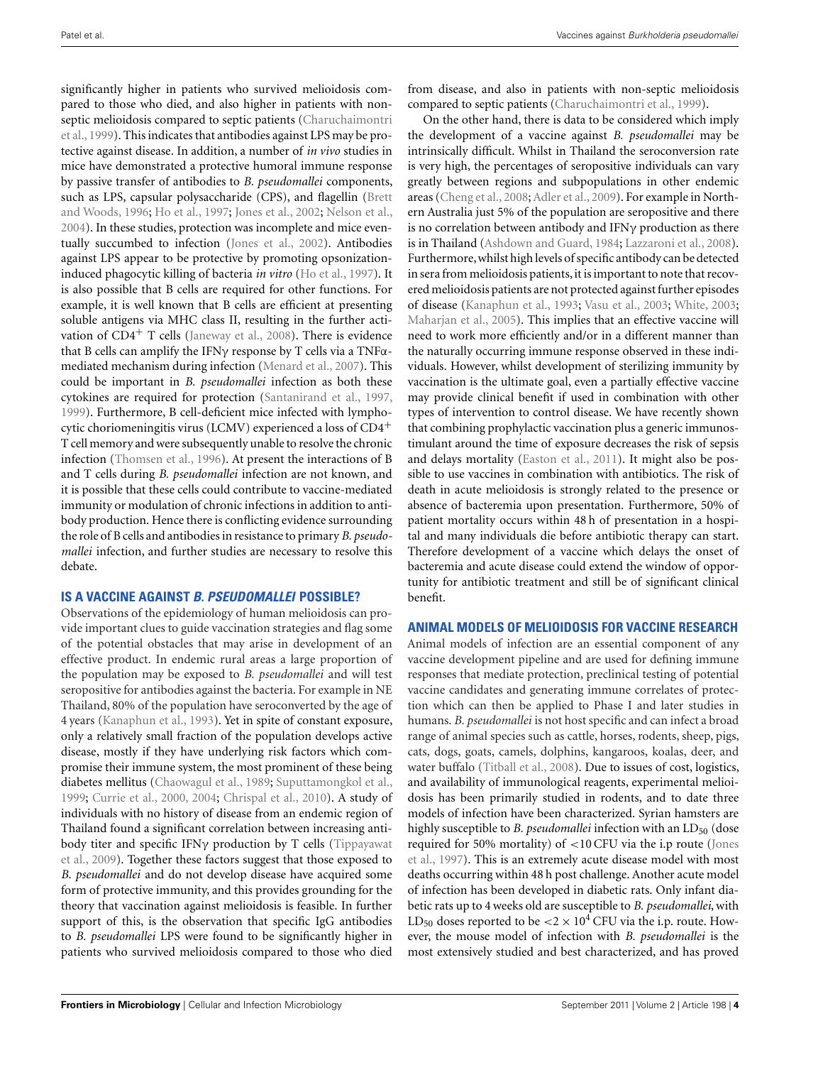significantly higher in patients who survived melioidosis compared to those who died, and also higher in patients with non-septic melioidosis compared to septic patients (Charuchaimontri et al., 1999). This indicates that antibodies against LPS may be protective against disease. In addition, a number of *in vivo* studies in mice have demonstrated a protective humoral immune response by passive transfer of antibodies to *B. pseudomallei* components, such as LPS, capsular polysaccharide (CPS), and flagellin (Brett and Woods, 1996; Ho et al., 1997; Jones et al., 2002; Nelson et al., 2004). In these studies, protection was incomplete and mice eventually succumbed to infection (Jones et al., 2002). Antibodies against LPS appear to be protective by promoting opsonization-induced phagocytic killing of bacteria *in vitro* (Ho et al., 1997). It is also possible that B cells are required for other functions. For example, it is well known that B cells are efficient at presenting soluble antigens via MHC class II, resulting in the further activation of $CD4^+$ T cells (Janeway et al., 2008). There is evidence that B cells can amplify the IFN$\gamma$ response by T cells via a TNF$\alpha$-mediated mechanism during infection (Menard et al., 2007). This could be important in *B. pseudomallei* infection as both these cytokines are required for protection (Santanirand et al., 1997, 1999). Furthermore, B cell-deficient mice infected with lymphocytic choriomeningitis virus (LCMV) experienced a loss of $CD4^+$ T cell memory and were subsequently unable to resolve the chronic infection (Thomsen et al., 1996). At present the interactions of B and T cells during *B. pseudomallei* infection are not known, and it is possible that these cells could contribute to vaccine-mediated immunity or modulation of chronic infections in addition to antibody production. Hence there is conflicting evidence surrounding the role of B cells and antibodies in resistance to primary *B. pseudomallei* infection, and further studies are necessary to resolve this debate.

## IS A VACCINE AGAINST *B. PSEUDOMALLEI* POSSIBLE?

Observations of the epidemiology of human melioidosis can provide important clues to guide vaccination strategies and flag some of the potential obstacles that may arise in development of an effective product. In endemic rural areas a large proportion of the population may be exposed to *B. pseudomallei* and will test seropositive for antibodies against the bacteria. For example in NE Thailand, 80% of the population have seroconverted by the age of 4 years (Kanaphun et al., 1993). Yet in spite of constant exposure, only a relatively small fraction of the population develops active disease, mostly if they have underlying risk factors which compromise their immune system, the most prominent of these being diabetes mellitus (Chaowagul et al., 1989; Suputtamongkol et al., 1999; Currie et al., 2000, 2004; Chrispal et al., 2010). A study of individuals with no history of disease from an endemic region of Thailand found a significant correlation between increasing antibody titer and specific IFN$\gamma$ production by T cells (Tippayawat et al., 2009). Together these factors suggest that those exposed to *B. pseudomallei* and do not develop disease have acquired some form of protective immunity, and this provides grounding for the theory that vaccination against melioidosis is feasible. In further support of this, is the observation that specific IgG antibodies to *B. pseudomallei* LPS were found to be significantly higher in patients who survived melioidosis compared to those who died from disease, and also in patients with non-septic melioidosis compared to septic patients (Charuchaimontri et al., 1999).

On the other hand, there is data to be considered which imply the development of a vaccine against *B. pseudomallei* may be intrinsically difficult. Whilst in Thailand the seroconversion rate is very high, the percentages of seropositive individuals can vary greatly between regions and subpopulations in other endemic areas (Cheng et al., 2008; Adler et al., 2009). For example in Northern Australia just 5% of the population are seropositive and there is no correlation between antibody and IFN$\gamma$ production as there is in Thailand (Ashdown and Guard, 1984; Lazzaroni et al., 2008). Furthermore, whilst high levels of specific antibody can be detected in sera from melioidosis patients, it is important to note that recovered melioidosis patients are not protected against further episodes of disease (Kanaphun et al., 1993; Vasu et al., 2003; White, 2003; Maharjan et al., 2005). This implies that an effective vaccine will need to work more efficiently and/or in a different manner than the naturally occurring immune response observed in these individuals. However, whilst development of sterilizing immunity by vaccination is the ultimate goal, even a partially effective vaccine may provide clinical benefit if used in combination with other types of intervention to control disease. We have recently shown that combining prophylactic vaccination plus a generic immunostimulant around the time of exposure decreases the risk of sepsis and delays mortality (Easton et al., 2011). It might also be possible to use vaccines in combination with antibiotics. The risk of death in acute melioidosis is strongly related to the presence or absence of bacteremia upon presentation. Furthermore, 50% of patient mortality occurs within 48 h of presentation in a hospital and many individuals die before antibiotic therapy can start. Therefore development of a vaccine which delays the onset of bacteremia and acute disease could extend the window of opportunity for antibiotic treatment and still be of significant clinical benefit.

## ANIMAL MODELS OF MELIOIDOSIS FOR VACCINE RESEARCH

Animal models of infection are an essential component of any vaccine development pipeline and are used for defining immune responses that mediate protection, preclinical testing of potential vaccine candidates and generating immune correlates of protection which can then be applied to Phase I and later studies in humans. *B. pseudomallei* is not host specific and can infect a broad range of animal species such as cattle, horses, rodents, sheep, pigs, cats, dogs, goats, camels, dolphins, kangaroos, koalas, deer, and water buffalo (Titball et al., 2008). Due to issues of cost, logistics, and availability of immunological reagents, experimental melioidosis has been primarily studied in rodents, and to date three models of infection have been characterized. Syrian hamsters are highly susceptible to *B. pseudomallei* infection with an $LD_{50}$ (dose required for 50% mortality) of <10 CFU via the i.p route (Jones et al., 1997). This is an extremely acute disease model with most deaths occurring within 48 h post challenge. Another acute model of infection has been developed in diabetic rats. Only infant diabetic rats up to 4 weeks old are susceptible to *B. pseudomallei*, with $LD_{50}$ doses reported to be $<2 \times 10^4$ CFU via the i.p. route. However, the mouse model of infection with *B. pseudomallei* is the most extensively studied and best characterized, and has proved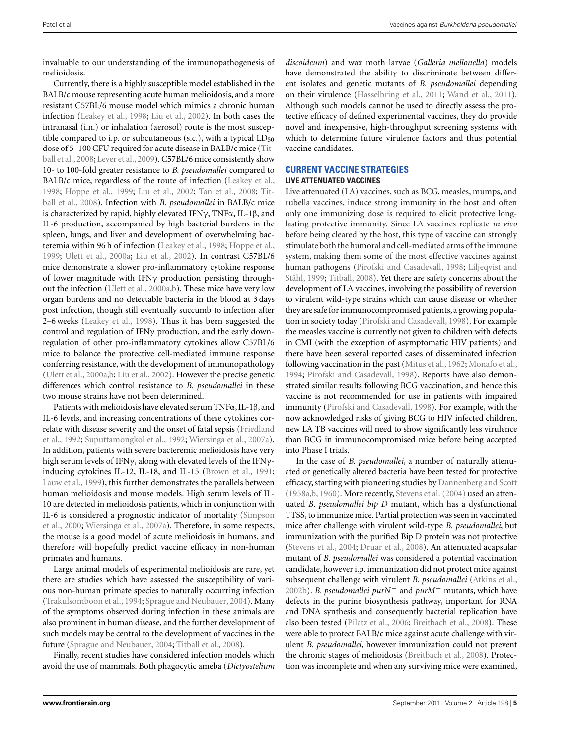invaluable to our understanding of the immunopathogenesis of melioidosis.

Currently, there is a highly susceptible model established in the BALB/c mouse representing acute human melioidosis, and a more resistant C57BL/6 mouse model which mimics a chronic human infection (Leakey et al., 1998; Liu et al., 2002). In both cases the intranasal (i.n.) or inhalation (aerosol) route is the most susceptible compared to i.p. or subcutaneous (s.c.), with a typical $LD_{50}$ dose of 5–100 CFU required for acute disease in BALB/c mice (Titball et al., 2008; Lever et al., 2009). C57BL/6 mice consistently show 10- to 100-fold greater resistance to *B. pseudomallei* compared to BALB/c mice, regardless of the route of infection (Leakey et al., 1998; Hoppe et al., 1999; Liu et al., 2002; Tan et al., 2008; Titball et al., 2008). Infection with *B. pseudomallei* in BALB/c mice is characterized by rapid, highly elevated IFNγ, TNFα, IL-1β, and IL-6 production, accompanied by high bacterial burdens in the spleen, lungs, and liver and development of overwhelming bacteremia within 96 h of infection (Leakey et al., 1998; Hoppe et al., 1999; Ulett et al., 2000a; Liu et al., 2002). In contrast C57BL/6 mice demonstrate a slower pro-inflammatory cytokine response of lower magnitude with IFNγ production persisting throughout the infection (Ulett et al., 2000a,b). These mice have very low organ burdens and no detectable bacteria in the blood at 3 days post infection, though still eventually succumb to infection after 2–6 weeks (Leakey et al., 1998). Thus it has been suggested the control and regulation of IFNγ production, and the early down-regulation of other pro-inflammatory cytokines allow C57BL/6 mice to balance the protective cell-mediated immune response conferring resistance, with the development of immunopathology (Ulett et al., 2000a,b; Liu et al., 2002). However the precise genetic differences which control resistance to *B. pseudomallei* in these two mouse strains have not been determined.

Patients with melioidosis have elevated serum TNFα, IL-1β, and IL-6 levels, and increasing concentrations of these cytokines correlate with disease severity and the onset of fatal sepsis (Friedland et al., 1992; Suputtamongkol et al., 1992; Wiersinga et al., 2007a). In addition, patients with severe bacteremic melioidosis have very high serum levels of IFNγ, along with elevated levels of the IFNγ-inducing cytokines IL-12, IL-18, and IL-15 (Brown et al., 1991; Lauw et al., 1999), this further demonstrates the parallels between human melioidosis and mouse models. High serum levels of IL-10 are detected in melioidosis patients, which in conjunction with IL-6 is considered a prognostic indicator of mortality (Simpson et al., 2000; Wiersinga et al., 2007a). Therefore, in some respects, the mouse is a good model of acute melioidosis in humans, and therefore will hopefully predict vaccine efficacy in non-human primates and humans.

Large animal models of experimental melioidosis are rare, yet there are studies which have assessed the susceptibility of various non-human primate species to naturally occurring infection (Trakulsomboon et al., 1994; Sprague and Neubauer, 2004). Many of the symptoms observed during infection in these animals are also prominent in human disease, and the further development of such models may be central to the development of vaccines in the future (Sprague and Neubauer, 2004; Titball et al., 2008).

Finally, recent studies have considered infection models which avoid the use of mammals. Both phagocytic ameba (*Dictyostelium discoideum*) and wax moth larvae (*Galleria mellonella*) models have demonstrated the ability to discriminate between different isolates and genetic mutants of *B. pseudomallei* depending on their virulence (Hasselbring et al., 2011; Wand et al., 2011). Although such models cannot be used to directly assess the protective efficacy of defined experimental vaccines, they do provide novel and inexpensive, high-throughput screening systems with which to determine future virulence factors and thus potential vaccine candidates.

## CURRENT VACCINE STRATEGIES

### LIVE ATTENUATED VACCINES

Live attenuated (LA) vaccines, such as BCG, measles, mumps, and rubella vaccines, induce strong immunity in the host and often only one immunizing dose is required to elicit protective long-lasting protective immunity. Since LA vaccines replicate *in vivo* before being cleared by the host, this type of vaccine can strongly stimulate both the humoral and cell-mediated arms of the immune system, making them some of the most effective vaccines against human pathogens (Pirofski and Casadevall, 1998; Liljeqvist and Ståhl, 1999; Titball, 2008). Yet there are safety concerns about the development of LA vaccines, involving the possibility of reversion to virulent wild-type strains which can cause disease or whether they are safe for immunocompromised patients, a growing population in society today (Pirofski and Casadevall, 1998). For example the measles vaccine is currently not given to children with defects in CMI (with the exception of asymptomatic HIV patients) and there have been several reported cases of disseminated infection following vaccination in the past (Mitus et al., 1962; Monafo et al., 1994; Pirofski and Casadevall, 1998). Reports have also demonstrated similar results following BCG vaccination, and hence this vaccine is not recommended for use in patients with impaired immunity (Pirofski and Casadevall, 1998). For example, with the now acknowledged risks of giving BCG to HIV infected children, new LA TB vaccines will need to show significantly less virulence than BCG in immunocompromised mice before being accepted into Phase I trials.

In the case of *B. pseudomallei*, a number of naturally attenuated or genetically altered bacteria have been tested for protective efficacy, starting with pioneering studies by Dannenberg and Scott (1958a,b, 1960). More recently, Stevens et al. (2004) used an attenuated *B. pseudomallei bip D* mutant, which has a dysfunctional TTSS, to immunize mice. Partial protection was seen in vaccinated mice after challenge with virulent wild-type *B. pseudomallei*, but immunization with the purified Bip D protein was not protective (Stevens et al., 2004; Druar et al., 2008). An attenuated acapsular mutant of *B. pseudomallei* was considered a potential vaccination candidate, however i.p. immunization did not protect mice against subsequent challenge with virulent *B. pseudomallei* (Atkins et al., 2002b). *B. pseudomallei purN*$^-$ and *purM*$^-$ mutants, which have defects in the purine biosynthesis pathway, important for RNA and DNA synthesis and consequently bacterial replication have also been tested (Pilatz et al., 2006; Breitbach et al., 2008). These were able to protect BALB/c mice against acute challenge with virulent *B. pseudomallei*, however immunization could not prevent the chronic stages of melioidosis (Breitbach et al., 2008). Protection was incomplete and when any surviving mice were examined,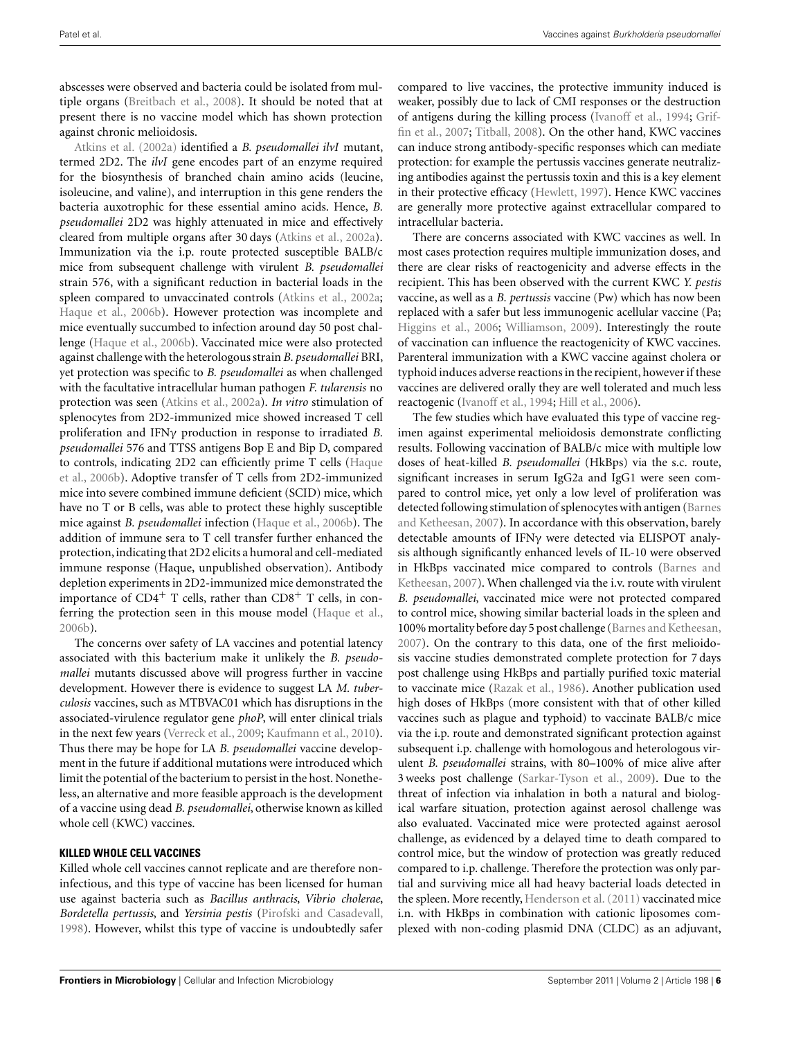abscesses were observed and bacteria could be isolated from multiple organs (Breitbach et al., 2008). It should be noted that at present there is no vaccine model which has shown protection against chronic melioidosis.

Atkins et al. (2002a) identified a *B. pseudomallei ilvI* mutant, termed 2D2. The *ilvI* gene encodes part of an enzyme required for the biosynthesis of branched chain amino acids (leucine, isoleucine, and valine), and interruption in this gene renders the bacteria auxotrophic for these essential amino acids. Hence, *B. pseudomallei* 2D2 was highly attenuated in mice and effectively cleared from multiple organs after 30 days (Atkins et al., 2002a). Immunization via the i.p. route protected susceptible BALB/c mice from subsequent challenge with virulent *B. pseudomallei* strain 576, with a significant reduction in bacterial loads in the spleen compared to unvaccinated controls (Atkins et al., 2002a; Haque et al., 2006b). However protection was incomplete and mice eventually succumbed to infection around day 50 post challenge (Haque et al., 2006b). Vaccinated mice were also protected against challenge with the heterologous strain *B. pseudomallei* BRI, yet protection was specific to *B. pseudomallei* as when challenged with the facultative intracellular human pathogen *F. tularensis* no protection was seen (Atkins et al., 2002a). *In vitro* stimulation of splenocytes from 2D2-immunized mice showed increased T cell proliferation and IFNγ production in response to irradiated *B. pseudomallei* 576 and TTSS antigens Bop E and Bip D, compared to controls, indicating 2D2 can efficiently prime T cells (Haque et al., 2006b). Adoptive transfer of T cells from 2D2-immunized mice into severe combined immune deficient (SCID) mice, which have no T or B cells, was able to protect these highly susceptible mice against *B. pseudomallei* infection (Haque et al., 2006b). The addition of immune sera to T cell transfer further enhanced the protection, indicating that 2D2 elicits a humoral and cell-mediated immune response (Haque, unpublished observation). Antibody depletion experiments in 2D2-immunized mice demonstrated the importance of $CD4^+$ T cells, rather than $CD8^+$ T cells, in conferring the protection seen in this mouse model (Haque et al., 2006b).

The concerns over safety of LA vaccines and potential latency associated with this bacterium make it unlikely the *B. pseudomallei* mutants discussed above will progress further in vaccine development. However there is evidence to suggest LA *M. tuberculosis* vaccines, such as MTBVAC01 which has disruptions in the associated-virulence regulator gene *phoP*, will enter clinical trials in the next few years (Verreck et al., 2009; Kaufmann et al., 2010). Thus there may be hope for LA *B. pseudomallei* vaccine development in the future if additional mutations were introduced which limit the potential of the bacterium to persist in the host. Nonetheless, an alternative and more feasible approach is the development of a vaccine using dead *B. pseudomallei*, otherwise known as killed whole cell (KWC) vaccines.

#### KILLED WHOLE CELL VACCINES

Killed whole cell vaccines cannot replicate and are therefore non-infectious, and this type of vaccine has been licensed for human use against bacteria such as *Bacillus anthracis*, *Vibrio cholerae*, *Bordetella pertussis*, and *Yersinia pestis* (Pirofski and Casadevall, 1998). However, whilst this type of vaccine is undoubtedly safer compared to live vaccines, the protective immunity induced is weaker, possibly due to lack of CMI responses or the destruction of antigens during the killing process (Ivanoff et al., 1994; Griffin et al., 2007; Titball, 2008). On the other hand, KWC vaccines can induce strong antibody-specific responses which can mediate protection: for example the pertussis vaccines generate neutralizing antibodies against the pertussis toxin and this is a key element in their protective efficacy (Hewlett, 1997). Hence KWC vaccines are generally more protective against extracellular compared to intracellular bacteria.

There are concerns associated with KWC vaccines as well. In most cases protection requires multiple immunization doses, and there are clear risks of reactogenicity and adverse effects in the recipient. This has been observed with the current KWC *Y. pestis* vaccine, as well as a *B. pertussis* vaccine (Pw) which has now been replaced with a safer but less immunogenic acellular vaccine (Pa; Higgins et al., 2006; Williamson, 2009). Interestingly the route of vaccination can influence the reactogenicity of KWC vaccines. Parenteral immunization with a KWC vaccine against cholera or typhoid induces adverse reactions in the recipient, however if these vaccines are delivered orally they are well tolerated and much less reactogenic (Ivanoff et al., 1994; Hill et al., 2006).

The few studies which have evaluated this type of vaccine regimen against experimental melioidosis demonstrate conflicting results. Following vaccination of BALB/c mice with multiple low doses of heat-killed *B. pseudomallei* (HkBps) via the s.c. route, significant increases in serum IgG2a and IgG1 were seen compared to control mice, yet only a low level of proliferation was detected following stimulation of splenocytes with antigen (Barnes and Ketheesan, 2007). In accordance with this observation, barely detectable amounts of IFNγ were detected via ELISPOT analysis although significantly enhanced levels of IL-10 were observed in HkBps vaccinated mice compared to controls (Barnes and Ketheesan, 2007). When challenged via the i.v. route with virulent *B. pseudomallei*, vaccinated mice were not protected compared to control mice, showing similar bacterial loads in the spleen and 100% mortality before day 5 post challenge (Barnes and Ketheesan, 2007). On the contrary to this data, one of the first melioidosis vaccine studies demonstrated complete protection for 7 days post challenge using HkBps and partially purified toxic material to vaccinate mice (Razak et al., 1986). Another publication used high doses of HkBps (more consistent with that of other killed vaccines such as plague and typhoid) to vaccinate BALB/c mice via the i.p. route and demonstrated significant protection against subsequent i.p. challenge with homologous and heterologous virulent *B. pseudomallei* strains, with 80–100% of mice alive after 3 weeks post challenge (Sarkar-Tyson et al., 2009). Due to the threat of infection via inhalation in both a natural and biological warfare situation, protection against aerosol challenge was also evaluated. Vaccinated mice were protected against aerosol challenge, as evidenced by a delayed time to death compared to control mice, but the window of protection was greatly reduced compared to i.p. challenge. Therefore the protection was only partial and surviving mice all had heavy bacterial loads detected in the spleen. More recently, Henderson et al. (2011) vaccinated mice i.n. with HkBps in combination with cationic liposomes complexed with non-coding plasmid DNA (CLDC) as an adjuvant,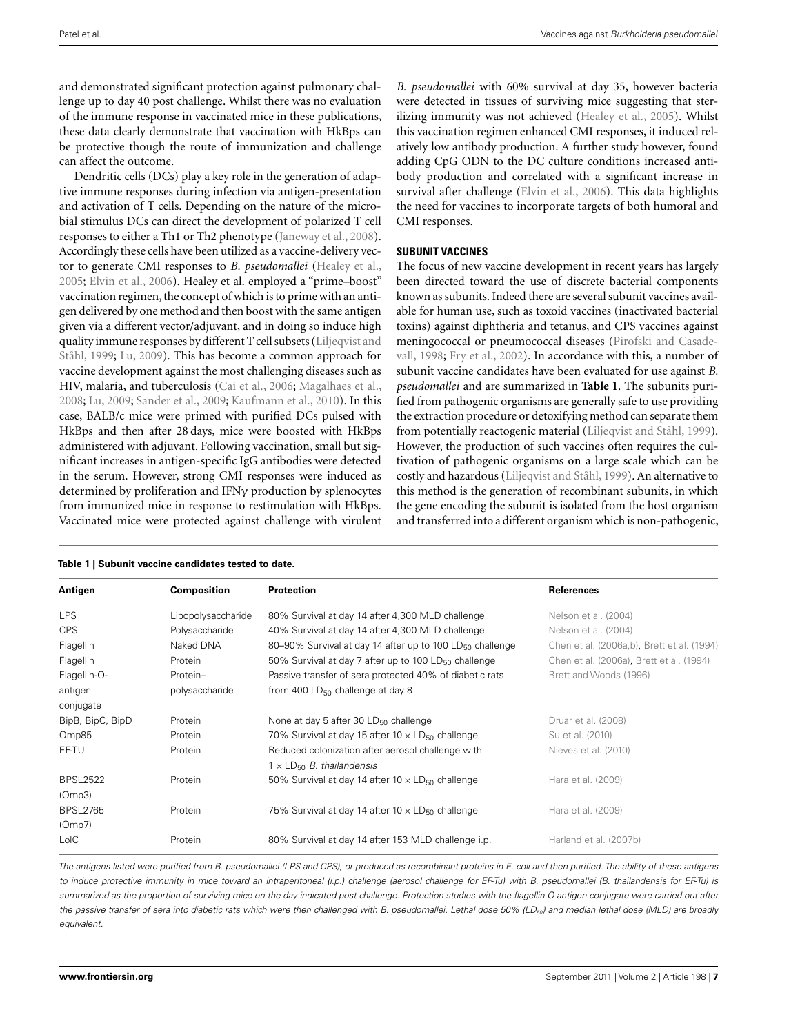and demonstrated significant protection against pulmonary challenge up to day 40 post challenge. Whilst there was no evaluation of the immune response in vaccinated mice in these publications, these data clearly demonstrate that vaccination with HkBps can be protective though the route of immunization and challenge can affect the outcome.

Dendritic cells (DCs) play a key role in the generation of adaptive immune responses during infection via antigen-presentation and activation of T cells. Depending on the nature of the microbial stimulus DCs can direct the development of polarized T cell responses to either a Th1 or Th2 phenotype (Janeway et al., 2008). Accordingly these cells have been utilized as a vaccine-delivery vector to generate CMI responses to *B. pseudomallei* (Healey et al., 2005; Elvin et al., 2006). Healey et al. employed a "prime–boost" vaccination regimen, the concept of which is to prime with an antigen delivered by one method and then boost with the same antigen given via a different vector/adjuvant, and in doing so induce high quality immune responses by different T cell subsets (Liljeqvist and Ståhl, 1999; Lu, 2009). This has become a common approach for vaccine development against the most challenging diseases such as HIV, malaria, and tuberculosis (Cai et al., 2006; Magalhaes et al., 2008; Lu, 2009; Sander et al., 2009; Kaufmann et al., 2010). In this case, BALB/c mice were primed with purified DCs pulsed with HkBps and then after 28 days, mice were boosted with HkBps administered with adjuvant. Following vaccination, small but significant increases in antigen-specific IgG antibodies were detected in the serum. However, strong CMI responses were induced as determined by proliferation and IFNγ production by splenocytes from immunized mice in response to restimulation with HkBps. Vaccinated mice were protected against challenge with virulent *B. pseudomallei* with 60% survival at day 35, however bacteria were detected in tissues of surviving mice suggesting that sterilizing immunity was not achieved (Healey et al., 2005). Whilst this vaccination regimen enhanced CMI responses, it induced relatively low antibody production. A further study however, found adding CpG ODN to the DC culture conditions increased antibody production and correlated with a significant increase in survival after challenge (Elvin et al., 2006). This data highlights the need for vaccines to incorporate targets of both humoral and CMI responses.

## SUBUNIT VACCINES

The focus of new vaccine development in recent years has largely been directed toward the use of discrete bacterial components known as subunits. Indeed there are several subunit vaccines available for human use, such as toxoid vaccines (inactivated bacterial toxins) against diphtheria and tetanus, and CPS vaccines against meningococcal or pneumococcal diseases (Pirofski and Casadevall, 1998; Fry et al., 2002). In accordance with this, a number of subunit vaccine candidates have been evaluated for use against *B. pseudomallei* and are summarized in **Table 1**. The subunits purified from pathogenic organisms are generally safe to use providing the extraction procedure or detoxifying method can separate them from potentially reactogenic material (Liljeqvist and Ståhl, 1999). However, the production of such vaccines often requires the cultivation of pathogenic organisms on a large scale which can be costly and hazardous (Liljeqvist and Ståhl, 1999). An alternative to this method is the generation of recombinant subunits, in which the gene encoding the subunit is isolated from the host organism and transferred into a different organism which is non-pathogenic,

**Table 1 | Subunit vaccine candidates tested to date.**

| Antigen | Composition | Protection | References |
|---|---|---|---|
| LPS | Lipopolysaccharide | 80% Survival at day 14 after 4,300 MLD challenge | Nelson et al. (2004) |
| CPS | Polysaccharide | 40% Survival at day 14 after 4,300 MLD challenge | Nelson et al. (2004) |
| Flagellin | Naked DNA | 80–90% Survival at day 14 after up to 100 $LD_{50}$ challenge | Chen et al. (2006a,b), Brett et al. (1994) |
| Flagellin | Protein | 50% Survival at day 7 after up to 100 $LD_{50}$ challenge | Chen et al. (2006a), Brett et al. (1994) |
| Flagellin-O-antigen conjugate | Protein–polysaccharide | Passive transfer of sera protected 40% of diabetic rats from 400 $LD_{50}$ challenge at day 8 | Brett and Woods (1996) |
| BipB, BipC, BipD | Protein | None at day 5 after 30 $LD_{50}$ challenge | Druar et al. (2008) |
| Omp85 | Protein | 70% Survival at day 15 after $10 \times LD_{50}$ challenge | Su et al. (2010) |
| EF-TU | Protein | Reduced colonization after aerosol challenge with $1 \times LD_{50}$ *B. thailandensis* | Nieves et al. (2010) |
| BPSL2522 (Omp3) | Protein | 50% Survival at day 14 after $10 \times LD_{50}$ challenge | Hara et al. (2009) |
| BPSL2765 (Omp7) | Protein | 75% Survival at day 14 after $10 \times LD_{50}$ challenge | Hara et al. (2009) |
| LolC | Protein | 80% Survival at day 14 after 153 MLD challenge i.p. | Harland et al. (2007b) |

*The antigens listed were purified from B. pseudomallei (LPS and CPS), or produced as recombinant proteins in E. coli and then purified. The ability of these antigens to induce protective immunity in mice toward an intraperitoneal (i.p.) challenge (aerosol challenge for EF-Tu) with B. pseudomallei (B. thailandensis for EF-Tu) is summarized as the proportion of surviving mice on the day indicated post challenge. Protection studies with the flagellin-O-antigen conjugate were carried out after the passive transfer of sera into diabetic rats which were then challenged with B. pseudomallei. Lethal dose 50% ($LD_{50}$) and median lethal dose (MLD) are broadly equivalent.*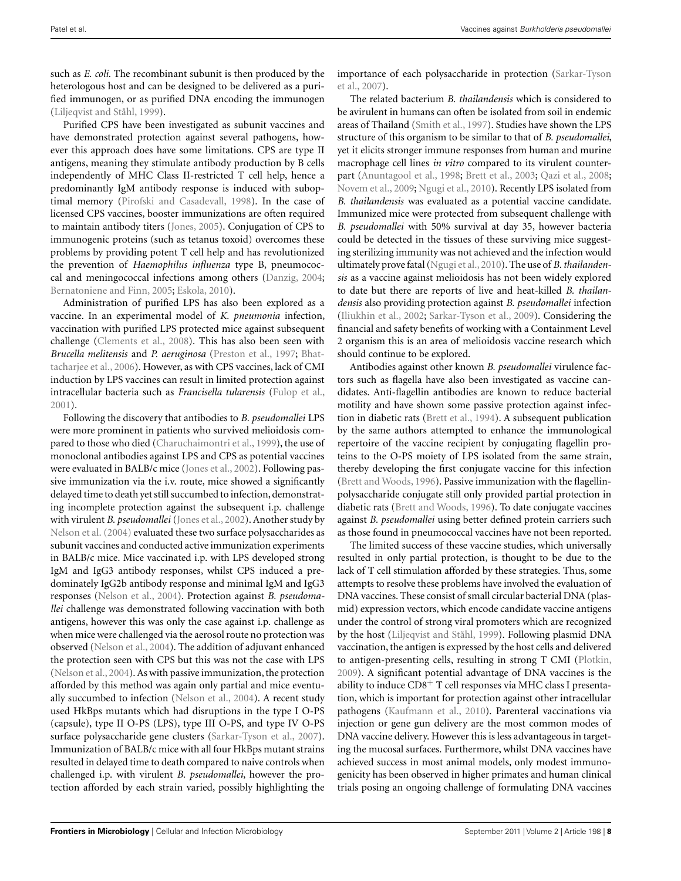such as *E. coli*. The recombinant subunit is then produced by the heterologous host and can be designed to be delivered as a purified immunogen, or as purified DNA encoding the immunogen (Liljeqvist and Ståhl, 1999).

Purified CPS have been investigated as subunit vaccines and have demonstrated protection against several pathogens, however this approach does have some limitations. CPS are type II antigens, meaning they stimulate antibody production by B cells independently of MHC Class II-restricted T cell help, hence a predominantly IgM antibody response is induced with suboptimal memory (Pirofski and Casadevall, 1998). In the case of licensed CPS vaccines, booster immunizations are often required to maintain antibody titers (Jones, 2005). Conjugation of CPS to immunogenic proteins (such as tetanus toxoid) overcomes these problems by providing potent T cell help and has revolutionized the prevention of *Haemophilus influenza* type B, pneumococcal and meningococcal infections among others (Danzig, 2004; Bernatoniene and Finn, 2005; Eskola, 2010).

Administration of purified LPS has also been explored as a vaccine. In an experimental model of *K. pneumonia* infection, vaccination with purified LPS protected mice against subsequent challenge (Clements et al., 2008). This has also been seen with *Brucella melitensis* and *P. aeruginosa* (Preston et al., 1997; Bhattacharjee et al., 2006). However, as with CPS vaccines, lack of CMI induction by LPS vaccines can result in limited protection against intracellular bacteria such as *Francisella tularensis* (Fulop et al., 2001).

Following the discovery that antibodies to *B. pseudomallei* LPS were more prominent in patients who survived melioidosis compared to those who died (Charuchaimontri et al., 1999), the use of monoclonal antibodies against LPS and CPS as potential vaccines were evaluated in BALB/c mice (Jones et al., 2002). Following passive immunization via the i.v. route, mice showed a significantly delayed time to death yet still succumbed to infection, demonstrating incomplete protection against the subsequent i.p. challenge with virulent *B. pseudomallei* (Jones et al., 2002). Another study by Nelson et al. (2004) evaluated these two surface polysaccharides as subunit vaccines and conducted active immunization experiments in BALB/c mice. Mice vaccinated i.p. with LPS developed strong IgM and IgG3 antibody responses, whilst CPS induced a predominately IgG2b antibody response and minimal IgM and IgG3 responses (Nelson et al., 2004). Protection against *B. pseudomallei* challenge was demonstrated following vaccination with both antigens, however this was only the case against i.p. challenge as when mice were challenged via the aerosol route no protection was observed (Nelson et al., 2004). The addition of adjuvant enhanced the protection seen with CPS but this was not the case with LPS (Nelson et al., 2004). As with passive immunization, the protection afforded by this method was again only partial and mice eventually succumbed to infection (Nelson et al., 2004). A recent study used HkBps mutants which had disruptions in the type I O-PS (capsule), type II O-PS (LPS), type III O-PS, and type IV O-PS surface polysaccharide gene clusters (Sarkar-Tyson et al., 2007). Immunization of BALB/c mice with all four HkBps mutant strains resulted in delayed time to death compared to naive controls when challenged i.p. with virulent *B. pseudomallei*, however the protection afforded by each strain varied, possibly highlighting the importance of each polysaccharide in protection (Sarkar-Tyson et al., 2007).

The related bacterium *B. thailandensis* which is considered to be avirulent in humans can often be isolated from soil in endemic areas of Thailand (Smith et al., 1997). Studies have shown the LPS structure of this organism to be similar to that of *B. pseudomallei*, yet it elicits stronger immune responses from human and murine macrophage cell lines *in vitro* compared to its virulent counterpart (Anuntagool et al., 1998; Brett et al., 2003; Qazi et al., 2008; Novem et al., 2009; Ngugi et al., 2010). Recently LPS isolated from *B. thailandensis* was evaluated as a potential vaccine candidate. Immunized mice were protected from subsequent challenge with *B. pseudomallei* with 50% survival at day 35, however bacteria could be detected in the tissues of these surviving mice suggesting sterilizing immunity was not achieved and the infection would ultimately prove fatal (Ngugi et al., 2010). The use of *B. thailandensis* as a vaccine against melioidosis has not been widely explored to date but there are reports of live and heat-killed *B. thailandensis* also providing protection against *B. pseudomallei* infection (Iliukhin et al., 2002; Sarkar-Tyson et al., 2009). Considering the financial and safety benefits of working with a Containment Level 2 organism this is an area of melioidosis vaccine research which should continue to be explored.

Antibodies against other known *B. pseudomallei* virulence factors such as flagella have also been investigated as vaccine candidates. Anti-flagellin antibodies are known to reduce bacterial motility and have shown some passive protection against infection in diabetic rats (Brett et al., 1994). A subsequent publication by the same authors attempted to enhance the immunological repertoire of the vaccine recipient by conjugating flagellin proteins to the O-PS moiety of LPS isolated from the same strain, thereby developing the first conjugate vaccine for this infection (Brett and Woods, 1996). Passive immunization with the flagellin-polysaccharide conjugate still only provided partial protection in diabetic rats (Brett and Woods, 1996). To date conjugate vaccines against *B. pseudomallei* using better defined protein carriers such as those found in pneumococcal vaccines have not been reported.

The limited success of these vaccine studies, which universally resulted in only partial protection, is thought to be due to the lack of T cell stimulation afforded by these strategies. Thus, some attempts to resolve these problems have involved the evaluation of DNA vaccines. These consist of small circular bacterial DNA (plasmid) expression vectors, which encode candidate vaccine antigens under the control of strong viral promoters which are recognized by the host (Liljeqvist and Ståhl, 1999). Following plasmid DNA vaccination, the antigen is expressed by the host cells and delivered to antigen-presenting cells, resulting in strong T CMI (Plotkin, 2009). A significant potential advantage of DNA vaccines is the ability to induce $CD8^+$ T cell responses via MHC class I presentation, which is important for protection against other intracellular pathogens (Kaufmann et al., 2010). Parenteral vaccinations via injection or gene gun delivery are the most common modes of DNA vaccine delivery. However this is less advantageous in targeting the mucosal surfaces. Furthermore, whilst DNA vaccines have achieved success in most animal models, only modest immunogenicity has been observed in higher primates and human clinical trials posing an ongoing challenge of formulating DNA vaccines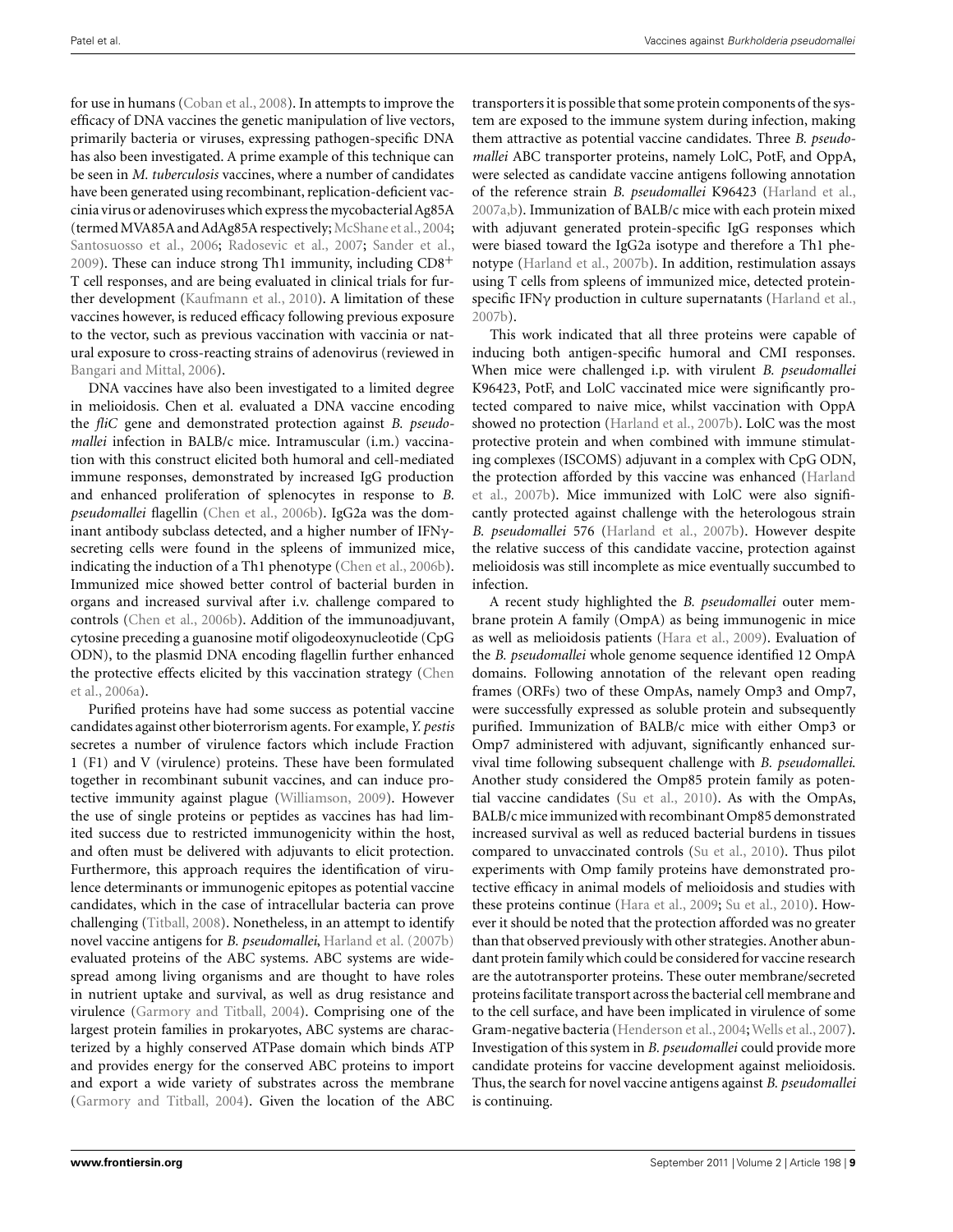for use in humans (Coban et al., 2008). In attempts to improve the efficacy of DNA vaccines the genetic manipulation of live vectors, primarily bacteria or viruses, expressing pathogen-specific DNA has also been investigated. A prime example of this technique can be seen in *M. tuberculosis* vaccines, where a number of candidates have been generated using recombinant, replication-deficient vaccinia virus or adenoviruses which express the mycobacterial Ag85A (termed MVA85A and AdAg85A respectively; McShane et al., 2004; Santosuosso et al., 2006; Radosevic et al., 2007; Sander et al., 2009). These can induce strong Th1 immunity, including $CD8^+$ T cell responses, and are being evaluated in clinical trials for further development (Kaufmann et al., 2010). A limitation of these vaccines however, is reduced efficacy following previous exposure to the vector, such as previous vaccination with vaccinia or natural exposure to cross-reacting strains of adenovirus (reviewed in Bangari and Mittal, 2006).

DNA vaccines have also been investigated to a limited degree in melioidosis. Chen et al. evaluated a DNA vaccine encoding the *fliC* gene and demonstrated protection against *B. pseudomallei* infection in BALB/c mice. Intramuscular (i.m.) vaccination with this construct elicited both humoral and cell-mediated immune responses, demonstrated by increased IgG production and enhanced proliferation of splenocytes in response to *B. pseudomallei* flagellin (Chen et al., 2006b). IgG2a was the dominant antibody subclass detected, and a higher number of IFNγ-secreting cells were found in the spleens of immunized mice, indicating the induction of a Th1 phenotype (Chen et al., 2006b). Immunized mice showed better control of bacterial burden in organs and increased survival after i.v. challenge compared to controls (Chen et al., 2006b). Addition of the immunoadjuvant, cytosine preceding a guanosine motif oligodeoxynucleotide (CpG ODN), to the plasmid DNA encoding flagellin further enhanced the protective effects elicited by this vaccination strategy (Chen et al., 2006a).

Purified proteins have had some success as potential vaccine candidates against other bioterrorism agents. For example, *Y. pestis* secretes a number of virulence factors which include Fraction 1 (F1) and V (virulence) proteins. These have been formulated together in recombinant subunit vaccines, and can induce protective immunity against plague (Williamson, 2009). However the use of single proteins or peptides as vaccines has had limited success due to restricted immunogenicity within the host, and often must be delivered with adjuvants to elicit protection. Furthermore, this approach requires the identification of virulence determinants or immunogenic epitopes as potential vaccine candidates, which in the case of intracellular bacteria can prove challenging (Titball, 2008). Nonetheless, in an attempt to identify novel vaccine antigens for *B. pseudomallei*, Harland et al. (2007b) evaluated proteins of the ABC systems. ABC systems are widespread among living organisms and are thought to have roles in nutrient uptake and survival, as well as drug resistance and virulence (Garmory and Titball, 2004). Comprising one of the largest protein families in prokaryotes, ABC systems are characterized by a highly conserved ATPase domain which binds ATP and provides energy for the conserved ABC proteins to import and export a wide variety of substrates across the membrane (Garmory and Titball, 2004). Given the location of the ABC transporters it is possible that some protein components of the system are exposed to the immune system during infection, making them attractive as potential vaccine candidates. Three *B. pseudomallei* ABC transporter proteins, namely LolC, PotF, and OppA, were selected as candidate vaccine antigens following annotation of the reference strain *B. pseudomallei* K96423 (Harland et al., 2007a,b). Immunization of BALB/c mice with each protein mixed with adjuvant generated protein-specific IgG responses which were biased toward the IgG2a isotype and therefore a Th1 phenotype (Harland et al., 2007b). In addition, restimulation assays using T cells from spleens of immunized mice, detected protein-specific IFNγ production in culture supernatants (Harland et al., 2007b).

This work indicated that all three proteins were capable of inducing both antigen-specific humoral and CMI responses. When mice were challenged i.p. with virulent *B. pseudomallei* K96423, PotF, and LolC vaccinated mice were significantly protected compared to naive mice, whilst vaccination with OppA showed no protection (Harland et al., 2007b). LolC was the most protective protein and when combined with immune stimulating complexes (ISCOMS) adjuvant in a complex with CpG ODN, the protection afforded by this vaccine was enhanced (Harland et al., 2007b). Mice immunized with LolC were also significantly protected against challenge with the heterologous strain *B. pseudomallei* 576 (Harland et al., 2007b). However despite the relative success of this candidate vaccine, protection against melioidosis was still incomplete as mice eventually succumbed to infection.

A recent study highlighted the *B. pseudomallei* outer membrane protein A family (OmpA) as being immunogenic in mice as well as melioidosis patients (Hara et al., 2009). Evaluation of the *B. pseudomallei* whole genome sequence identified 12 OmpA domains. Following annotation of the relevant open reading frames (ORFs) two of these OmpAs, namely Omp3 and Omp7, were successfully expressed as soluble protein and subsequently purified. Immunization of BALB/c mice with either Omp3 or Omp7 administered with adjuvant, significantly enhanced survival time following subsequent challenge with *B. pseudomallei*. Another study considered the Omp85 protein family as potential vaccine candidates (Su et al., 2010). As with the OmpAs, BALB/c mice immunized with recombinant Omp85 demonstrated increased survival as well as reduced bacterial burdens in tissues compared to unvaccinated controls (Su et al., 2010). Thus pilot experiments with Omp family proteins have demonstrated protective efficacy in animal models of melioidosis and studies with these proteins continue (Hara et al., 2009; Su et al., 2010). However it should be noted that the protection afforded was no greater than that observed previously with other strategies. Another abundant protein family which could be considered for vaccine research are the autotransporter proteins. These outer membrane/secreted proteins facilitate transport across the bacterial cell membrane and to the cell surface, and have been implicated in virulence of some Gram-negative bacteria (Henderson et al., 2004; Wells et al., 2007). Investigation of this system in *B. pseudomallei* could provide more candidate proteins for vaccine development against melioidosis. Thus, the search for novel vaccine antigens against *B. pseudomallei* is continuing.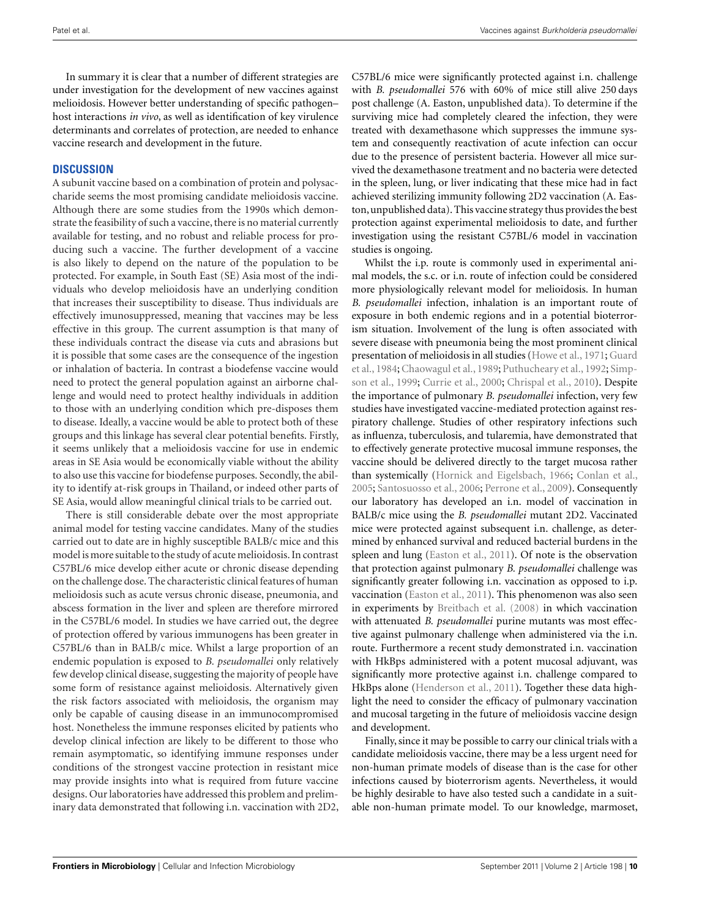In summary it is clear that a number of different strategies are under investigation for the development of new vaccines against melioidosis. However better understanding of specific pathogen–host interactions *in vivo*, as well as identification of key virulence determinants and correlates of protection, are needed to enhance vaccine research and development in the future.

## DISCUSSION

A subunit vaccine based on a combination of protein and polysaccharide seems the most promising candidate melioidosis vaccine. Although there are some studies from the 1990s which demonstrate the feasibility of such a vaccine, there is no material currently available for testing, and no robust and reliable process for producing such a vaccine. The further development of a vaccine is also likely to depend on the nature of the population to be protected. For example, in South East (SE) Asia most of the individuals who develop melioidosis have an underlying condition that increases their susceptibility to disease. Thus individuals are effectively imunosuppressed, meaning that vaccines may be less effective in this group. The current assumption is that many of these individuals contract the disease via cuts and abrasions but it is possible that some cases are the consequence of the ingestion or inhalation of bacteria. In contrast a biodefense vaccine would need to protect the general population against an airborne challenge and would need to protect healthy individuals in addition to those with an underlying condition which pre-disposes them to disease. Ideally, a vaccine would be able to protect both of these groups and this linkage has several clear potential benefits. Firstly, it seems unlikely that a melioidosis vaccine for use in endemic areas in SE Asia would be economically viable without the ability to also use this vaccine for biodefense purposes. Secondly, the ability to identify at-risk groups in Thailand, or indeed other parts of SE Asia, would allow meaningful clinical trials to be carried out.

There is still considerable debate over the most appropriate animal model for testing vaccine candidates. Many of the studies carried out to date are in highly susceptible BALB/c mice and this model is more suitable to the study of acute melioidosis. In contrast C57BL/6 mice develop either acute or chronic disease depending on the challenge dose. The characteristic clinical features of human melioidosis such as acute versus chronic disease, pneumonia, and abscess formation in the liver and spleen are therefore mirrored in the C57BL/6 model. In studies we have carried out, the degree of protection offered by various immunogens has been greater in C57BL/6 than in BALB/c mice. Whilst a large proportion of an endemic population is exposed to *B. pseudomallei* only relatively few develop clinical disease, suggesting the majority of people have some form of resistance against melioidosis. Alternatively given the risk factors associated with melioidosis, the organism may only be capable of causing disease in an immunocompromised host. Nonetheless the immune responses elicited by patients who develop clinical infection are likely to be different to those who remain asymptomatic, so identifying immune responses under conditions of the strongest vaccine protection in resistant mice may provide insights into what is required from future vaccine designs. Our laboratories have addressed this problem and preliminary data demonstrated that following i.n. vaccination with 2D2, C57BL/6 mice were significantly protected against i.n. challenge with *B. pseudomallei* 576 with 60% of mice still alive 250 days post challenge (A. Easton, unpublished data). To determine if the surviving mice had completely cleared the infection, they were treated with dexamethasone which suppresses the immune system and consequently reactivation of acute infection can occur due to the presence of persistent bacteria. However all mice survived the dexamethasone treatment and no bacteria were detected in the spleen, lung, or liver indicating that these mice had in fact achieved sterilizing immunity following 2D2 vaccination (A. Easton, unpublished data). This vaccine strategy thus provides the best protection against experimental melioidosis to date, and further investigation using the resistant C57BL/6 model in vaccination studies is ongoing.

Whilst the i.p. route is commonly used in experimental animal models, the s.c. or i.n. route of infection could be considered more physiologically relevant model for melioidosis. In human *B. pseudomallei* infection, inhalation is an important route of exposure in both endemic regions and in a potential bioterrorism situation. Involvement of the lung is often associated with severe disease with pneumonia being the most prominent clinical presentation of melioidosis in all studies (Howe et al., 1971; Guard et al., 1984; Chaowagul et al., 1989; Puthucheary et al., 1992; Simpson et al., 1999; Currie et al., 2000; Chrispal et al., 2010). Despite the importance of pulmonary *B. pseudomallei* infection, very few studies have investigated vaccine-mediated protection against respiratory challenge. Studies of other respiratory infections such as influenza, tuberculosis, and tularemia, have demonstrated that to effectively generate protective mucosal immune responses, the vaccine should be delivered directly to the target mucosa rather than systemically (Hornick and Eigelsbach, 1966; Conlan et al., 2005; Santosuosso et al., 2006; Perrone et al., 2009). Consequently our laboratory has developed an i.n. model of vaccination in BALB/c mice using the *B. pseudomallei* mutant 2D2. Vaccinated mice were protected against subsequent i.n. challenge, as determined by enhanced survival and reduced bacterial burdens in the spleen and lung (Easton et al., 2011). Of note is the observation that protection against pulmonary *B. pseudomallei* challenge was significantly greater following i.n. vaccination as opposed to i.p. vaccination (Easton et al., 2011). This phenomenon was also seen in experiments by Breitbach et al. (2008) in which vaccination with attenuated *B. pseudomallei* purine mutants was most effective against pulmonary challenge when administered via the i.n. route. Furthermore a recent study demonstrated i.n. vaccination with HkBps administered with a potent mucosal adjuvant, was significantly more protective against i.n. challenge compared to HkBps alone (Henderson et al., 2011). Together these data highlight the need to consider the efficacy of pulmonary vaccination and mucosal targeting in the future of melioidosis vaccine design and development.

Finally, since it may be possible to carry our clinical trials with a candidate melioidosis vaccine, there may be a less urgent need for non-human primate models of disease than is the case for other infections caused by bioterrorism agents. Nevertheless, it would be highly desirable to have also tested such a candidate in a suitable non-human primate model. To our knowledge, marmoset,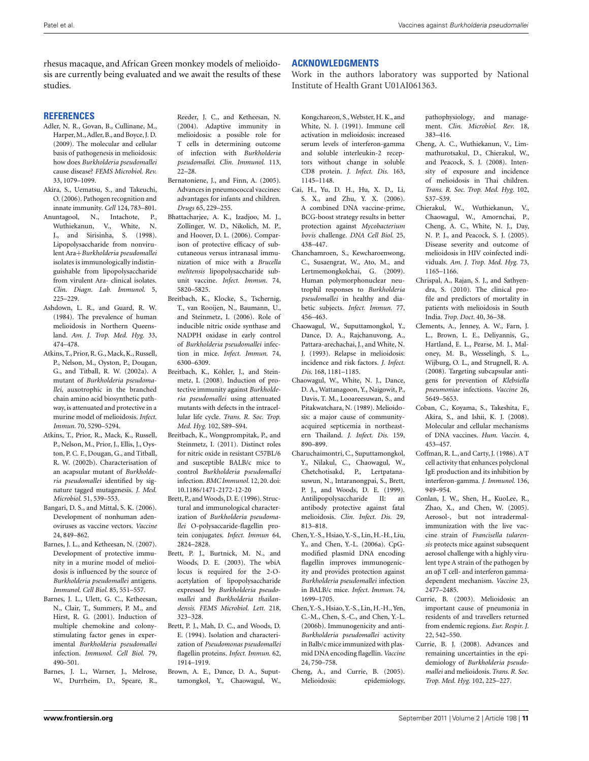rhesus macaque, and African Green monkey models of melioidosis are currently being evaluated and we await the results of these studies.

## ACKNOWLEDGMENTS

Work in the authors laboratory was supported by National Institute of Health Grant U01AI061363.

## REFERENCES

Adler, N. R., Govan, B., Cullinane, M., Harper, M., Adler, B., and Boyce, J. D. (2009). The molecular and cellular basis of pathogenesis in melioidosis: how does *Burkholderia pseudomallei* cause disease? *FEMS Microbiol. Rev.* 33, 1079–1099.

Akira, S., Uematsu, S., and Takeuchi, O. (2006). Pathogen recognition and innate immunity. *Cell* 124, 783–801.

Anuntagool, N., Intachote, P., Wuthiekanun, V., White, N. J., and Sirisinha, S. (1998). Lipopolysaccharide from nonvirulent Ara+ *Burkholderia pseudomallei* isolates is immunologically indistinguishable from lipopolysaccharide from virulent Ara- clinical isolates. *Clin. Diagn. Lab. Immunol.* 5, 225–229.

Ashdown, L. R., and Guard, R. W. (1984). The prevalence of human melioidosis in Northern Queensland. *Am. J. Trop. Med. Hyg.* 33, 474–478.

Atkins, T., Prior, R. G., Mack, K., Russell, P., Nelson, M., Oyston, P., Dougan, G., and Titball, R. W. (2002a). A mutant of *Burkholderia pseudomallei*, auxotrophic in the branched chain amino acid biosynthetic pathway, is attenuated and protective in a murine model of melioidosis. *Infect. Immun.* 70, 5290–5294.

Atkins, T., Prior, R., Mack, K., Russell, P., Nelson, M., Prior, J., Ellis, J., Oyston, P. C. F., Dougan, G., and Titball, R. W. (2002b). Characterisation of an acapsular mutant of *Burkholderia pseudomallei* identified by signature tagged mutagenesis. *J. Med. Microbiol.* 51, 539–553.

Bangari, D. S., and Mittal, S. K. (2006). Development of nonhuman adenoviruses as vaccine vectors. *Vaccine* 24, 849–862.

Barnes, J. L., and Ketheesan, N. (2007). Development of protective immunity in a murine model of melioidosis is influenced by the source of *Burkholderia pseudomallei* antigens. *Immunol. Cell Biol.* 85, 551–557.

Barnes, J. L., Ulett, G. C., Ketheesan, N., Clair, T., Summers, P. M., and Hirst, R. G. (2001). Induction of multiple chemokine and colony-stimulating factor genes in experimental *Burkholderia pseudomallei* infection. *Immunol. Cell Biol.* 79, 490–501.

Barnes, J. L., Warner, J., Melrose, W., Durrheim, D., Speare, R., Reeder, J. C., and Ketheesan, N. (2004). Adaptive immunity in melioidosis: a possible role for T cells in determining outcome of infection with *Burkholderia pseudomallei*. *Clin. Immunol.* 113, 22–28.

Bernatoniene, J., and Finn, A. (2005). Advances in pneumococcal vaccines: advantages for infants and children. *Drugs* 65, 229–255.

Bhattacharjee, A. K., Izadjoo, M. J., Zollinger, W. D., Nikolich, M. P., and Hoover, D. L. (2006). Comparison of protective efficacy of subcutaneous versus intranasal immunization of mice with a *Brucella melitensis* lipopolysaccharide subunit vaccine. *Infect. Immun.* 74, 5820–5825.

Breitbach, K., Klocke, S., Tschernig, T., van Rooijen, N., Baumann, U., and Steinmetz, I. (2006). Role of inducible nitric oxide synthase and NADPH oxidase in early control of *Burkholderia pseudomallei* infection in mice. *Infect. Immun.* 74, 6300–6309.

Breitbach, K., Köhler, J., and Steinmetz, I. (2008). Induction of protective immunity against *Burkholderia pseudomallei* using attenuated mutants with defects in the intracellular life cycle. *Trans. R. Soc. Trop. Med. Hyg.* 102, S89–S94.

Breitbach, K., Wongprompitak, P., and Steinmetz, I. (2011). Distinct roles for nitric oxide in resistant C57BL/6 and susceptible BALB/c mice to control *Burkholderia pseudomallei* infection. *BMC Immunol.* 12, 20. doi: 10.1186/1471-2172-12-20

Brett, P., and Woods, D. E. (1996). Structural and immunological characterization of *Burkholderia pseudomallei* O-polysaccharide-flagellin protein conjugates. *Infect. Immun* 64, 2824–2828.

Brett, P. J., Burtnick, M. N., and Woods, D. E. (2003). The wbiA locus is required for the 2-O-acetylation of lipopolysaccharide expressed by *Burkholderia pseudomallei* and *Burkholderia thailandensis*. *FEMS Microbiol. Lett.* 218, 323–328.

Brett, P. J., Mah, D. C., and Woods, D. E. (1994). Isolation and characterization of *Pseudomonas pseudomallei* flagellin proteins. *Infect. Immun.* 62, 1914–1919.

Brown, A. E., Dance, D. A., Suputtamongkol, Y., Chaowagul, W., Kongchareon, S., Webster, H. K., and White, N. J. (1991). Immune cell activation in melioidosis: increased serum levels of interferon-gamma and soluble interleukin-2 receptors without change in soluble CD8 protein. *J. Infect. Dis.* 163, 1145–1148.

Cai, H., Yu, D. H., Hu, X. D., Li, S. X., and Zhu, Y. X. (2006). A combined DNA vaccine-prime, BCG-boost strategy results in better protection against *Mycobacterium bovis* challenge. *DNA Cell Biol.* 25, 438–447.

Chanchamroen, S., Kewcharoenwong, C., Susaengrat, W., Ato, M., and Lertmemongkolchai, G. (2009). Human polymorphonuclear neutrophil responses to *Burkholderia pseudomallei* in healthy and diabetic subjects. *Infect. Immun.* 77, 456–463.

Chaowagul, W., Suputtamongkol, Y., Dance, D. A., Rajchanuvong, A., Pattara-arechachai, J., and White, N. J. (1993). Relapse in melioidosis: incidence and risk factors. *J. Infect. Dis.* 168, 1181–1185.

Chaowagul, W., White, N. J., Dance, D. A., Wattanagoon, Y., Naigowit, P., Davis, T. M., Looareesuwan, S., and Pitakwatchara, N. (1989). Melioidosis: a major cause of community-acquired septicemia in northeastern Thailand. *J. Infect. Dis.* 159, 890–899.

Charuchaimontri, C., Suputtamongkol, Y., Nilakul, C., Chaowagul, W., Chetchotisakd, P., Lertpatanasuwun, N., Intaranongpai, S., Brett, P. J., and Woods, D. E. (1999). Antilipopolysaccharide II: an antibody protective against fatal melioidosis. *Clin. Infect. Dis.* 29, 813–818.

Chen, Y.-S., Hsiao, Y.-S., Lin, H.-H., Liu, Y., and Chen, Y.-L. (2006a). CpG-modified plasmid DNA encoding flagellin improves immunogenicity and provides protection against *Burkholderia pseudomallei* infection in BALB/c mice. *Infect. Immun.* 74, 1699–1705.

Chen, Y.-S., Hsiao, Y.-S., Lin, H.-H., Yen, C.-M., Chen, S.-C., and Chen, Y.-L. (2006b). Immunogenicity and anti-*Burkholderia pseudomallei* activity in Balb/c mice immunized with plasmid DNA encoding flagellin. *Vaccine* 24, 750–758.

Cheng, A., and Currie, B. (2005). Melioidosis: epidemiology, pathophysiology, and management. *Clin. Microbiol. Rev.* 18, 383–416.

Cheng, A. C., Wuthiekanun, V., Limmathurotsakul, D., Chierakul, W., and Peacock, S. J. (2008). Intensity of exposure and incidence of melioidosis in Thai children. *Trans. R. Soc. Trop. Med. Hyg.* 102, S37–S39.

Chierakul, W., Wuthiekanun, V., Chaowagul, W., Amornchai, P., Cheng, A. C., White, N. J., Day, N. P. J., and Peacock, S. J. (2005). Disease severity and outcome of melioidosis in HIV coinfected individuals. *Am. J. Trop. Med. Hyg.* 73, 1165–1166.

Chrispal, A., Rajan, S. J., and Sathyendra, S. (2010). The clinical profile and predictors of mortality in patients with melioidosis in South India. *Trop. Doct.* 40, 36–38.

Clements, A., Jenney, A. W., Farn, J. L., Brown, L. E., Deliyannis, G., Hartland, E. L., Pearse, M. J., Maloney, M. B., Wesselingh, S. L., Wijburg, O. L., and Strugnell, R. A. (2008). Targeting subcapsular antigens for prevention of *Klebsiella pneumoniae* infections. *Vaccine* 26, 5649–5653.

Coban, C., Koyama, S., Takeshita, F., Akira, S., and Ishii, K. J. (2008). Molecular and cellular mechanisms of DNA vaccines. *Hum. Vaccin.* 4, 453–457.

Coffman, R. L., and Carty, J. (1986). A T cell activity that enhances polyclonal IgE production and its inhibition by interferon-gamma. *J. Immunol.* 136, 949–954.

Conlan, J. W., Shen, H., KuoLee, R., Zhao, X., and Chen, W. (2005). Aerosol-, but not intradermal-immunization with the live vaccine strain of *Francisella tularensis* protects mice against subsequent aerosol challenge with a highly virulent type A strain of the pathogen by an αβ T cell- and interferon gamma-dependent mechanism. *Vaccine* 23, 2477–2485.

Currie, B. (2003). Melioidosis: an important cause of pneumonia in residents of and travellers returned from endemic regions. *Eur. Respir. J.* 22, 542–550.

Currie, B. J. (2008). Advances and remaining uncertainties in the epidemiology of *Burkholderia pseudomallei* and melioidosis. *Trans. R. Soc. Trop. Med. Hyg.* 102, 225–227.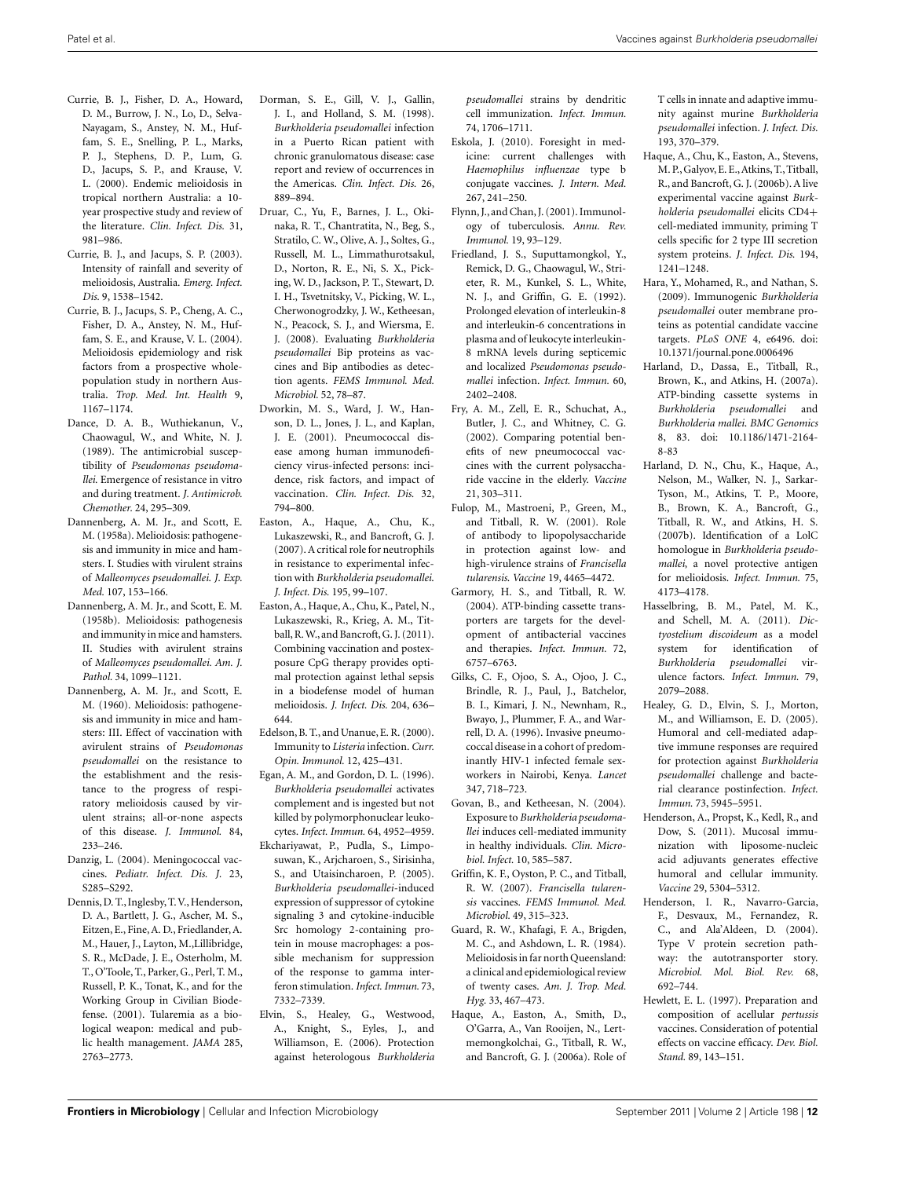Currie, B. J., Fisher, D. A., Howard, D. M., Burrow, J. N., Lo, D., Selva-Nayagam, S., Anstey, N. M., Huffam, S. E., Snelling, P. L., Marks, P. J., Stephens, D. P., Lum, G. D., Jacups, S. P., and Krause, V. L. (2000). Endemic melioidosis in tropical northern Australia: a 10-year prospective study and review of the literature. *Clin. Infect. Dis.* 31, 981–986.

Currie, B. J., and Jacups, S. P. (2003). Intensity of rainfall and severity of melioidosis, Australia. *Emerg. Infect. Dis.* 9, 1538–1542.

Currie, B. J., Jacups, S. P., Cheng, A. C., Fisher, D. A., Anstey, N. M., Huffam, S. E., and Krause, V. L. (2004). Melioidosis epidemiology and risk factors from a prospective whole-population study in northern Australia. *Trop. Med. Int. Health* 9, 1167–1174.

Dance, D. A. B., Wuthiekanun, V., Chaowagul, W., and White, N. J. (1989). The antimicrobial susceptibility of *Pseudomonas pseudomallei*. Emergence of resistance in vitro and during treatment. *J. Antimicrob. Chemother.* 24, 295–309.

Dannenberg, A. M. Jr., and Scott, E. M. (1958a). Melioidosis: pathogenesis and immunity in mice and hamsters. I. Studies with virulent strains of *Malleomyces pseudomallei*. *J. Exp. Med.* 107, 153–166.

Dannenberg, A. M. Jr., and Scott, E. M. (1958b). Melioidosis: pathogenesis and immunity in mice and hamsters. II. Studies with avirulent strains of *Malleomyces pseudomallei*. *Am. J. Pathol.* 34, 1099–1121.

Dannenberg, A. M. Jr., and Scott, E. M. (1960). Melioidosis: pathogenesis and immunity in mice and hamsters: III. Effect of vaccination with avirulent strains of *Pseudomonas pseudomallei* on the resistance to the establishment and the resistance to the progress of respiratory melioidosis caused by virulent strains; all-or-none aspects of this disease. *J. Immunol.* 84, 233–246.

Danzig, L. (2004). Meningococcal vaccines. *Pediatr. Infect. Dis. J.* 23, S285–S292.

Dennis, D. T., Inglesby, T. V., Henderson, D. A., Bartlett, J. G., Ascher, M. S., Eitzen, E., Fine, A. D., Friedlander, A. M., Hauer, J., Layton, M., Lillibridge, S. R., McDade, J. E., Osterholm, M. T., O'Toole, T., Parker, G., Perl, T. M., Russell, P. K., Tonat, K., and for the Working Group in Civilian Biodefense. (2001). Tularemia as a biological weapon: medical and public health management. *JAMA* 285, 2763–2773.

Dorman, S. E., Gill, V. J., Gallin, J. I., and Holland, S. M. (1998). *Burkholderia pseudomallei* infection in a Puerto Rican patient with chronic granulomatous disease: case report and review of occurrences in the Americas. *Clin. Infect. Dis.* 26, 889–894.

Druar, C., Yu, F., Barnes, J. L., Okinaka, R. T., Chantratita, N., Beg, S., Stratilo, C. W., Olive, A. J., Soltes, G., Russell, M. L., Limmathurotsakul, D., Norton, R. E., Ni, S. X., Picking, W. D., Jackson, P. T., Stewart, D. I. H., Tsvetnitsky, V., Picking, W. L., Cherwonogrodzky, J. W., Ketheesan, N., Peacock, S. J., and Wiersma, E. J. (2008). Evaluating *Burkholderia pseudomallei* Bip proteins as vaccines and Bip antibodies as detection agents. *FEMS Immunol. Med. Microbiol.* 52, 78–87.

Dworkin, M. S., Ward, J. W., Hanson, D. L., Jones, J. L., and Kaplan, J. E. (2001). Pneumococcal disease among human immunodeficiency virus-infected persons: incidence, risk factors, and impact of vaccination. *Clin. Infect. Dis.* 32, 794–800.

Easton, A., Haque, A., Chu, K., Lukaszewski, R., and Bancroft, G. J. (2007). A critical role for neutrophils in resistance to experimental infection with *Burkholderia pseudomallei*. *J. Infect. Dis.* 195, 99–107.

Easton, A., Haque, A., Chu, K., Patel, N., Lukaszewski, R., Krieg, A. M., Titball, R. W., and Bancroft, G. J. (2011). Combining vaccination and postexposure CpG therapy provides optimal protection against lethal sepsis in a biodefense model of human melioidosis. *J. Infect. Dis.* 204, 636–644.

Edelson, B. T., and Unanue, E. R. (2000). Immunity to *Listeria* infection. *Curr. Opin. Immunol.* 12, 425–431.

Egan, A. M., and Gordon, D. L. (1996). *Burkholderia pseudomallei* activates complement and is ingested but not killed by polymorphonuclear leukocytes. *Infect. Immun.* 64, 4952–4959.

Ekchariyawat, P., Pudla, S., Limposuwan, K., Arjcharoen, S., Sirisinha, S., and Utaisincharoen, P. (2005). *Burkholderia pseudomallei*-induced expression of suppressor of cytokine signaling 3 and cytokine-inducible Src homology 2-containing protein in mouse macrophages: a possible mechanism for suppression of the response to gamma interferon stimulation. *Infect. Immun.* 73, 7332–7339.

Elvin, S., Healey, G., Westwood, A., Knight, S., Eyles, J., and Williamson, E. (2006). Protection against heterologous *Burkholderia pseudomallei* strains by dendritic cell immunization. *Infect. Immun.* 74, 1706–1711.

Eskola, J. (2010). Foresight in medicine: current challenges with *Haemophilus influenzae* type b conjugate vaccines. *J. Intern. Med.* 267, 241–250.

Flynn, J., and Chan, J. (2001). Immunology of tuberculosis. *Annu. Rev. Immunol.* 19, 93–129.

Friedland, J. S., Suputtamongkol, Y., Remick, D. G., Chaowagul, W., Strieter, R. M., Kunkel, S. L., White, N. J., and Griffin, G. E. (1992). Prolonged elevation of interleukin-8 and interleukin-6 concentrations in plasma and of leukocyte interleukin-8 mRNA levels during septicemic and localized *Pseudomonas pseudomallei* infection. *Infect. Immun.* 60, 2402–2408.

Fry, A. M., Zell, E. R., Schuchat, A., Butler, J. C., and Whitney, C. G. (2002). Comparing potential benefits of new pneumococcal vaccines with the current polysaccharide vaccine in the elderly. *Vaccine* 21, 303–311.

Fulop, M., Mastroeni, P., Green, M., and Titball, R. W. (2001). Role of antibody to lipopolysaccharide in protection against low- and high-virulence strains of *Francisella tularensis*. *Vaccine* 19, 4465–4472.

Garmory, H. S., and Titball, R. W. (2004). ATP-binding cassette transporters are targets for the development of antibacterial vaccines and therapies. *Infect. Immun.* 72, 6757–6763.

Gilks, C. F., Ojoo, S. A., Ojoo, J. C., Brindle, R. J., Paul, J., Batchelor, B. I., Kimari, J. N., Newnham, R., Bwayo, J., Plummer, F. A., and Warrell, D. A. (1996). Invasive pneumococcal disease in a cohort of predominantly HIV-1 infected female sexworkers in Nairobi, Kenya. *Lancet* 347, 718–723.

Govan, B., and Ketheesan, N. (2004). Exposure to *Burkholderia pseudomallei* induces cell-mediated immunity in healthy individuals. *Clin. Microbiol. Infect.* 10, 585–587.

Griffin, K. F., Oyston, P. C., and Titball, R. W. (2007). *Francisella tularensis* vaccines. *FEMS Immunol. Med. Microbiol.* 49, 315–323.

Guard, R. W., Khafagi, F. A., Brigden, M. C., and Ashdown, L. R. (1984). Melioidosis in far north Queensland: a clinical and epidemiological review of twenty cases. *Am. J. Trop. Med. Hyg.* 33, 467–473.

Haque, A., Easton, A., Smith, D., O'Garra, A., Van Rooijen, N., Lertmemongkolchai, G., Titball, R. W., and Bancroft, G. J. (2006a). Role of T cells in innate and adaptive immunity against murine *Burkholderia pseudomallei* infection. *J. Infect. Dis.* 193, 370–379.

Haque, A., Chu, K., Easton, A., Stevens, M. P., Galyov, E. E., Atkins, T., Titball, R., and Bancroft, G. J. (2006b). A live experimental vaccine against *Burkholderia pseudomallei* elicits CD4+ cell-mediated immunity, priming T cells specific for 2 type III secretion system proteins. *J. Infect. Dis.* 194, 1241–1248.

Hara, Y., Mohamed, R., and Nathan, S. (2009). Immunogenic *Burkholderia pseudomallei* outer membrane proteins as potential candidate vaccine targets. *PLoS ONE* 4, e6496. doi: 10.1371/journal.pone.0006496

Harland, D., Dassa, E., Titball, R., Brown, K., and Atkins, H. (2007a). ATP-binding cassette systems in *Burkholderia pseudomallei* and *Burkholderia mallei*. *BMC Genomics* 8, 83. doi: 10.1186/1471-2164-8-83

Harland, D. N., Chu, K., Haque, A., Nelson, M., Walker, N. J., Sarkar-Tyson, M., Atkins, T. P., Moore, B., Brown, K. A., Bancroft, G., Titball, R. W., and Atkins, H. S. (2007b). Identification of a LolC homologue in *Burkholderia pseudomallei*, a novel protective antigen for melioidosis. *Infect. Immun.* 75, 4173–4178.

Hasselbring, B. M., Patel, M. K., and Schell, M. A. (2011). *Dictyostelium discoideum* as a model system for identification of *Burkholderia pseudomallei* virulence factors. *Infect. Immun.* 79, 2079–2088.

Healey, G. D., Elvin, S. J., Morton, M., and Williamson, E. D. (2005). Humoral and cell-mediated adaptive immune responses are required for protection against *Burkholderia pseudomallei* challenge and bacterial clearance postinfection. *Infect. Immun.* 73, 5945–5951.

Henderson, A., Propst, K., Kedl, R., and Dow, S. (2011). Mucosal immunization with liposome-nucleic acid adjuvants generates effective humoral and cellular immunity. *Vaccine* 29, 5304–5312.

Henderson, I. R., Navarro-Garcia, F., Desvaux, M., Fernandez, R. C., and Ala'Aldeen, D. (2004). Type V protein secretion pathway: the autotransporter story. *Microbiol. Mol. Biol. Rev.* 68, 692–744.

Hewlett, E. L. (1997). Preparation and composition of acellular *pertussis* vaccines. Consideration of potential effects on vaccine efficacy. *Dev. Biol. Stand.* 89, 143–151.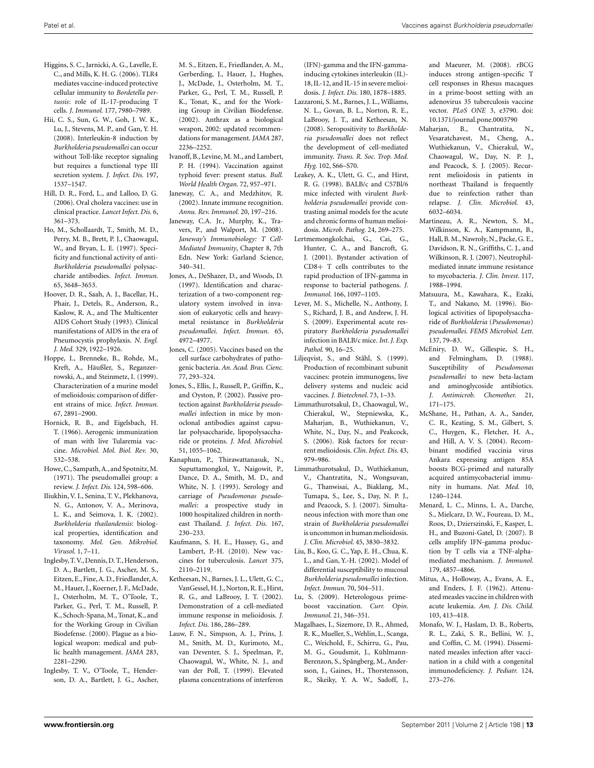Higgins, S. C., Jarnicki, A. G., Lavelle, E. C., and Mills, K. H. G. (2006). TLR4 mediates vaccine-induced protective cellular immunity to *Bordetella pertussis*: role of IL-17-producing T cells. *J. Immunol.* 177, 7980–7989.

Hii, C. S., Sun, G. W., Goh, J. W. K., Lu, J., Stevens, M. P., and Gan, Y. H. (2008). Interleukin-8 induction by *Burkholderia pseudomallei* can occur without Toll-like receptor signaling but requires a functional type III secretion system. *J. Infect. Dis.* 197, 1537–1547.

Hill, D. R., Ford, L., and Lalloo, D. G. (2006). Oral cholera vaccines: use in clinical practice. *Lancet Infect. Dis.* 6, 361–373.

Ho, M., Schollaardt, T., Smith, M. D., Perry, M. B., Brett, P. J., Chaowagul, W., and Bryan, L. E. (1997). Specificity and functional activity of anti-*Burkholderia pseudomallei* polysaccharide antibodies. *Infect. Immun.* 65, 3648–3653.

Hoover, D. R., Saah, A. J., Bacellar, H., Phair, J., Detels, R., Anderson, R., Kaslow, R. A., and The Multicenter AIDS Cohort Study (1993). Clinical manifestations of AIDS in the era of Pneumocystis prophylaxis. *N. Engl. J. Med.* 329, 1922–1926.

Hoppe, I., Brenneke, B., Rohde, M., Kreft, A., Häußler, S., Reganzerowski, A., and Steinmetz, I. (1999). Characterization of a murine model of melioidosis: comparison of different strains of mice. *Infect. Immun.* 67, 2891–2900.

Hornick, R. B., and Eigelsbach, H. T. (1966). Aerogenic immunization of man with live Tularemia vaccine. *Microbiol. Mol. Biol. Rev.* 30, 532–538.

Howe, C., Sampath, A., and Spotnitz, M. (1971). The pseudomallei group: a review. *J. Infect. Dis.* 124, 598–606.

Iliukhin, V. I., Senina, T. V., Plekhanova, N. G., Antonov, V. A., Merinova, L. K., and Seimova, I. K. (2002). *Burkholderia thailandensis*: biological properties, identification and taxonomy. *Mol. Gen. Mikrobiol. Virusol.* 1, 7–11.

Inglesby, T. V., Dennis, D. T., Henderson, D. A., Bartlett, J. G., Ascher, M. S., Eitzen, E., Fine, A. D., Friedlander, A. M., Hauer, J., Koerner, J. F., McDade, J., Osterholm, M. T., O'Toole, T., Parker, G., Perl, T. M., Russell, P. K., Schoch-Spana, M., Tonat, K., and for the Working Group in Civilian Biodefense. (2000). Plague as a biological weapon: medical and public health management. *JAMA* 283, 2281–2290.

Inglesby, T. V., O'Toole, T., Henderson, D. A., Bartlett, J. G., Ascher, M. S., Eitzen, E., Friedlander, A. M., Gerberding, J., Hauer, J., Hughes, J., McDade, J., Osterholm, M. T., Parker, G., Perl, T. M., Russell, P. K., Tonat, K., and for the Working Group in Civilian Biodefense. (2002). Anthrax as a biological weapon, 2002: updated recommendations for management. *JAMA* 287, 2236–2252.

Ivanoff, B., Levine, M. M., and Lambert, P. H. (1994). Vaccination against typhoid fever: present status. *Bull. World Health Organ.* 72, 957–971.

Janeway, C. A., and Medzhitov, R. (2002). Innate immune recognition. *Annu. Rev. Immunol.* 20, 197–216.

Janeway, C.A. Jr., Murphy, K., Travers, P., and Walport, M. (2008). *Janeway's Immunobiology: T Cell-Mediated Immunity*, Chapter 8, 7th Edn. New York: Garland Science, 340–341.

Jones, A., DeShazer, D., and Woods, D. (1997). Identification and characterization of a two-component regulatory system involved in invasion of eukaryotic cells and heavy-metal resistance in *Burkholderia pseudomallei*. *Infect. Immun.* 65, 4972–4977.

Jones, C. (2005). Vaccines based on the cell surface carbohydrates of pathogenic bacteria. *An. Acad. Bras. Cienc.* 77, 293–324.

Jones, S., Ellis, J., Russell, P., Griffin, K., and Oyston, P. (2002). Passive protection against *Burkholderia pseudomallei* infection in mice by monoclonal antibodies against capsular polysaccharide, lipopolysaccharide or proteins. *J. Med. Microbiol.* 51, 1055–1062.

Kanaphun, P., Thirawattanasuk, N., Suputtamongkol, Y., Naigowit, P., Dance, D. A., Smith, M. D., and White, N. J. (1993). Serology and carriage of *Pseudomonas pseudomallei*: a prospective study in 1000 hospitalized children in northeast Thailand. *J. Infect. Dis.* 167, 230–233.

Kaufmann, S. H. E., Hussey, G., and Lambert, P.-H. (2010). New vaccines for tuberculosis. *Lancet* 375, 2110–2119.

Ketheesan, N., Barnes, J. L., Ulett, G. C., VanGessel, H. J., Norton, R. E., Hirst, R. G., and LaBrooy, J. T. (2002). Demonstration of a cell-mediated immune response in melioidosis. *J. Infect. Dis.* 186, 286–289.

Lauw, F. N., Simpson, A. J., Prins, J. M., Smith, M. D., Kurimoto, M., van Deventer, S. J., Speelman, P., Chaowagul, W., White, N. J., and van der Poll, T. (1999). Elevated plasma concentrations of interferon (IFN)-gamma and the IFN-gamma-inducing cytokines interleukin (IL)-18, IL-12, and IL-15 in severe melioidosis. *J. Infect. Dis.* 180, 1878–1885.

Lazzaroni, S. M., Barnes, J. L., Williams, N. L., Govan, B. L., Norton, R. E., LaBrooy, J. T., and Ketheesan, N. (2008). Seropositivity to *Burkholderia pseudomallei* does not reflect the development of cell-mediated immunity. *Trans. R. Soc. Trop. Med. Hyg.* 102, S66–S70.

Leakey, A. K., Ulett, G. C., and Hirst, R. G. (1998). BALB/c and C57Bl/6 mice infected with virulent *Burkholderia pseudomallei* provide contrasting animal models for the acute and chronic forms of human melioidosis. *Microb. Pathog.* 24, 269–275.

Lertmemongkolchai, G., Cai, G., Hunter, C. A., and Bancroft, G. J. (2001). Bystander activation of CD8+ T cells contributes to the rapid production of IFN-gamma in response to bacterial pathogens. *J. Immunol.* 166, 1097–1105.

Lever, M. S., Michelle, N., Anthony, J. S., Richard, J. B., and Andrew, J. H. S. (2009). Experimental acute respiratory *Burkholderia pseudomallei* infection in BALB/c mice. *Int. J. Exp. Pathol.* 90, 16–25.

Liljeqvist, S., and Ståhl, S. (1999). Production of recombinant subunit vaccines: protein immunogens, live delivery systems and nucleic acid vaccines. *J. Biotechnol.* 73, 1–33.

Limmathurotsakul, D., Chaowagul, W., Chierakul, W., Stepniewska, K., Maharjan, B., Wuthiekanun, V., White, N., Day, N., and Peakcock, S. (2006). Risk factors for recurrent melioidosis. *Clin. Infect. Dis.* 43, 979–986.

Limmathurotsakul, D., Wuthiekanun, V., Chantratita, N., Wongsuvan, G., Thanwisai, A., Biaklang, M., Tumapa, S., Lee, S., Day, N. P. J., and Peacock, S. J. (2007). Simultaneous infection with more than one strain of *Burkholderia pseudomallei* is uncommon in human melioidosis. *J. Clin. Microbiol.* 45, 3830–3832.

Liu, B., Koo, G. C., Yap, E. H., Chua, K. L., and Gan, Y.-H. (2002). Model of differential susceptibility to mucosal *Burkholderia pseudomallei* infection. *Infect. Immun.* 70, 504–511.

Lu, S. (2009). Heterologous prime-boost vaccination. *Curr. Opin. Immunol.* 21, 346–351.

Magalhaes, I., Sizemore, D. R., Ahmed, R. K., Mueller, S., Wehlin, L., Scanga, C., Weichold, F., Schirru, G., Pau, M. G., Goudsmit, J., Kühlmann-Berenzon, S., Spångberg, M., Andersson, J., Gaines, H., Thorstensson, R., Skeiky, Y. A. W., Sadoff, J., and Maeurer, M. (2008). rBCG induces strong antigen-specific T cell responses in Rhesus macaques in a prime-boost setting with an adenovirus 35 tuberculosis vaccine vector. *PLoS ONE* 3, e3790. doi: 10.1371/journal.pone.0003790

Maharjan, B., Chantratita, N., Vesaratchavest, M., Cheng, A., Wuthiekanun, V., Chierakul, W., Chaowagul, W., Day, N. P. J., and Peacock, S. J. (2005). Recurrent melioidosis in patients in northeast Thailand is frequently due to reinfection rather than relapse. *J. Clin. Microbiol.* 43, 6032–6034.

Martineau, A. R., Newton, S. M., Wilkinson, K. A., Kampmann, B., Hall, B. M., Nawroly, N., Packe, G. E., Davidson, R. N., Griffiths, C. J., and Wilkinson, R. J. (2007). Neutrophil-mediated innate immune resistance to mycobacteria. *J. Clin. Invest.* 117, 1988–1994.

Matsuura, M., Kawahara, K., Ezaki, T., and Nakano, M. (1996). Biological activities of lipopolysaccharide of *Burkholderia* (*Pseudomonas*) *pseudomallei*. *FEMS Microbiol. Lett.* 137, 79–83.

McEniry, D. W., Gillespie, S. H., and Felmingham, D. (1988). Susceptibility of *Pseudomonas pseudomallei* to new beta-lactam and aminoglycoside antibiotics. *J. Antimicrob. Chemother.* 21, 171–175.

McShane, H., Pathan, A. A., Sander, C. R., Keating, S. M., Gilbert, S. C., Huygen, K., Fletcher, H. A., and Hill, A. V. S. (2004). Recombinant modified vaccinia virus Ankara expressing antigen 85A boosts BCG-primed and naturally acquired antimycobacterial immunity in humans. *Nat. Med.* 10, 1240–1244.

Menard, L. C., Minns, L. A., Darche, S., Mielcarz, D. W., Foureau, D. M., Roos, D., Dzierszinski, F., Kasper, L. H., and Buzoni-Gatel, D. (2007). B cells amplify IFN-gamma production by T cells via a TNF-alpha-mediated mechanism. *J. Immunol.* 179, 4857–4866.

Mitus, A., Holloway, A., Evans, A. E., and Enders, J. F. (1962). Attenuated measles vaccine in children with acute leukemia. *Am. J. Dis. Child.* 103, 413–418.

Monafo, W. J., Haslam, D. B., Roberts, R. L., Zaki, S. R., Bellini, W. J., and Coffin, C. M. (1994). Disseminated measles infection after vaccination in a child with a congenital immunodeficiency. *J. Pediatr.* 124, 273–276.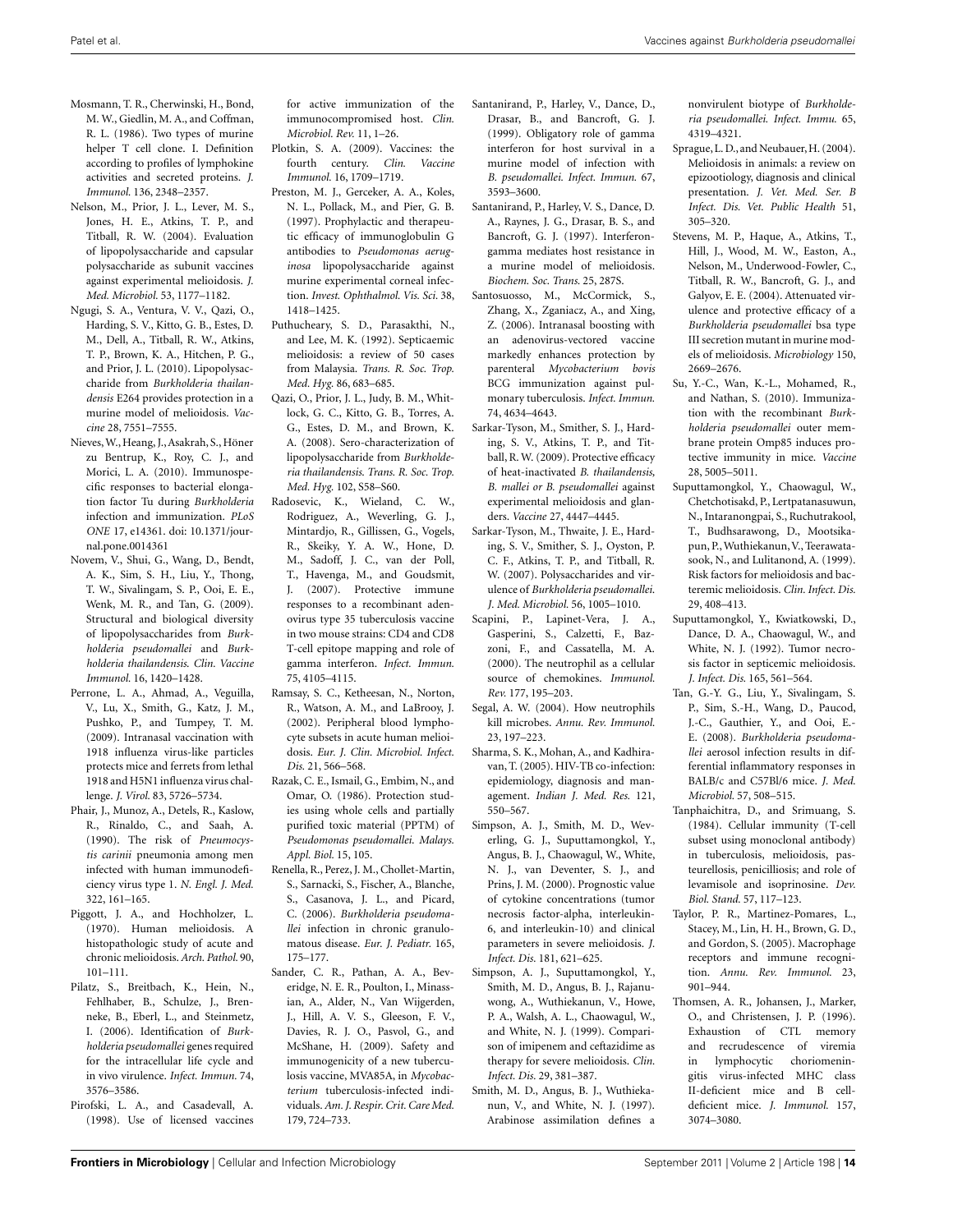Mosmann, T. R., Cherwinski, H., Bond, M. W., Giedlin, M. A., and Coffman, R. L. (1986). Two types of murine helper T cell clone. I. Definition according to profiles of lymphokine activities and secreted proteins. *J. Immunol.* 136, 2348–2357.

Nelson, M., Prior, J. L., Lever, M. S., Jones, H. E., Atkins, T. P., and Titball, R. W. (2004). Evaluation of lipopolysaccharide and capsular polysaccharide as subunit vaccines against experimental melioidosis. *J. Med. Microbiol.* 53, 1177–1182.

Ngugi, S. A., Ventura, V. V., Qazi, O., Harding, S. V., Kitto, G. B., Estes, D. M., Dell, A., Titball, R. W., Atkins, T. P., Brown, K. A., Hitchen, P. G., and Prior, J. L. (2010). Lipopolysaccharide from *Burkholderia thailandensis* E264 provides protection in a murine model of melioidosis. *Vaccine* 28, 7551–7555.

Nieves, W., Heang, J., Asakrah, S., Höner zu Bentrup, K., Roy, C. J., and Morici, L. A. (2010). Immunospecific responses to bacterial elongation factor Tu during *Burkholderia* infection and immunization. *PLoS ONE* 17, e14361. doi: 10.1371/journal.pone.0014361

Novem, V., Shui, G., Wang, D., Bendt, A. K., Sim, S. H., Liu, Y., Thong, T. W., Sivalingam, S. P., Ooi, E. E., Wenk, M. R., and Tan, G. (2009). Structural and biological diversity of lipopolysaccharides from *Burkholderia pseudomallei* and *Burkholderia thailandensis*. *Clin. Vaccine Immunol.* 16, 1420–1428.

Perrone, L. A., Ahmad, A., Veguilla, V., Lu, X., Smith, G., Katz, J. M., Pushko, P., and Tumpey, T. M. (2009). Intranasal vaccination with 1918 influenza virus-like particles protects mice and ferrets from lethal 1918 and H5N1 influenza virus challenge. *J. Virol.* 83, 5726–5734.

Phair, J., Munoz, A., Detels, R., Kaslow, R., Rinaldo, C., and Saah, A. (1990). The risk of *Pneumocystis carinii* pneumonia among men infected with human immunodeficiency virus type 1. *N. Engl. J. Med.* 322, 161–165.

Piggott, J. A., and Hochholzer, L. (1970). Human melioidosis. A histopathologic study of acute and chronic melioidosis. *Arch. Pathol.* 90, 101–111.

Pilatz, S., Breitbach, K., Hein, N., Fehlhaber, B., Schulze, J., Brenneke, B., Eberl, L., and Steinmetz, I. (2006). Identification of *Burkholderia pseudomallei* genes required for the intracellular life cycle and in vivo virulence. *Infect. Immun.* 74, 3576–3586.

Pirofski, L. A., and Casadevall, A. (1998). Use of licensed vaccines for active immunization of the immunocompromised host. *Clin. Microbiol. Rev.* 11, 1–26.

Plotkin, S. A. (2009). Vaccines: the fourth century. *Clin. Vaccine Immunol.* 16, 1709–1719.

Preston, M. J., Gerceker, A. A., Koles, N. L., Pollack, M., and Pier, G. B. (1997). Prophylactic and therapeutic efficacy of immunoglobulin G antibodies to *Pseudomonas aeruginosa* lipopolysaccharide against murine experimental corneal infection. *Invest. Ophthalmol. Vis. Sci.* 38, 1418–1425.

Puthucheary, S. D., Parasakthi, N., and Lee, M. K. (1992). Septicaemic melioidosis: a review of 50 cases from Malaysia. *Trans. R. Soc. Trop. Med. Hyg.* 86, 683–685.

Qazi, O., Prior, J. L., Judy, B. M., Whitlock, G. C., Kitto, G. B., Torres, A. G., Estes, D. M., and Brown, K. A. (2008). Sero-characterization of lipopolysaccharide from *Burkholderia thailandensis*. *Trans. R. Soc. Trop. Med. Hyg.* 102, S58–S60.

Radosevic, K., Wieland, C. W., Rodriguez, A., Weverling, G. J., Mintardjo, R., Gillissen, G., Vogels, R., Skeiky, Y. A. W., Hone, D. M., Sadoff, J. C., van der Poll, T., Havenga, M., and Goudsmit, J. (2007). Protective immune responses to a recombinant adenovirus type 35 tuberculosis vaccine in two mouse strains: CD4 and CD8 T-cell epitope mapping and role of gamma interferon. *Infect. Immun.* 75, 4105–4115.

Ramsay, S. C., Ketheesan, N., Norton, R., Watson, A. M., and LaBrooy, J. (2002). Peripheral blood lymphocyte subsets in acute human melioidosis. *Eur. J. Clin. Microbiol. Infect. Dis.* 21, 566–568.

Razak, C. E., Ismail, G., Embim, N., and Omar, O. (1986). Protection studies using whole cells and partially purified toxic material (PPTM) of *Pseudomonas pseudomallei*. *Malays. Appl. Biol.* 15, 105.

Renella, R., Perez, J. M., Chollet-Martin, S., Sarnacki, S., Fischer, A., Blanche, S., Casanova, J. L., and Picard, C. (2006). *Burkholderia pseudomallei* infection in chronic granulomatous disease. *Eur. J. Pediatr.* 165, 175–177.

Sander, C. R., Pathan, A. A., Beveridge, N. E. R., Poulton, I., Minassian, A., Alder, N., Van Wijgerden, J., Hill, A. V. S., Gleeson, F. V., Davies, R. J. O., Pasvol, G., and McShane, H. (2009). Safety and immunogenicity of a new tuberculosis vaccine, MVA85A, in *Mycobacterium* tuberculosis-infected individuals. *Am. J. Respir. Crit. Care Med.* 179, 724–733.

Santanirand, P., Harley, V., Dance, D., Drasar, B., and Bancroft, G. J. (1999). Obligatory role of gamma interferon for host survival in a murine model of infection with *B. pseudomallei*. *Infect. Immun.* 67, 3593–3600.

Santanirand, P., Harley, V. S., Dance, D. A., Raynes, J. G., Drasar, B. S., and Bancroft, G. J. (1997). Interferon-gamma mediates host resistance in a murine model of melioidosis. *Biochem. Soc. Trans.* 25, 287S.

Santosuosso, M., McCormick, S., Zhang, X., Zganiacz, A., and Xing, Z. (2006). Intranasal boosting with an adenovirus-vectored vaccine markedly enhances protection by parenteral *Mycobacterium bovis* BCG immunization against pulmonary tuberculosis. *Infect. Immun.* 74, 4634–4643.

Sarkar-Tyson, M., Smither, S. J., Harding, S. V., Atkins, T. P., and Titball, R. W. (2009). Protective efficacy of heat-inactivated *B. thailandensis, B. mallei or B. pseudomallei* against experimental melioidosis and glanders. *Vaccine* 27, 4447–4445.

Sarkar-Tyson, M., Thwaite, J. E., Harding, S. V., Smither, S. J., Oyston, P. C. F., Atkins, T. P., and Titball, R. W. (2007). Polysaccharides and virulence of *Burkholderia pseudomallei*. *J. Med. Microbiol.* 56, 1005–1010.

Scapini, P., Lapinet-Vera, J. A., Gasperini, S., Calzetti, F., Bazzoni, F., and Cassatella, M. A. (2000). The neutrophil as a cellular source of chemokines. *Immunol. Rev.* 177, 195–203.

Segal, A. W. (2004). How neutrophils kill microbes. *Annu. Rev. Immunol.* 23, 197–223.

Sharma, S. K., Mohan, A., and Kadhiravan, T. (2005). HIV-TB co-infection: epidemiology, diagnosis and management. *Indian J. Med. Res.* 121, 550–567.

Simpson, A. J., Smith, M. D., Weverling, G. J., Suputtamongkol, Y., Angus, B. J., Chaowagul, W., White, N. J., van Deventer, S. J., and Prins, J. M. (2000). Prognostic value of cytokine concentrations (tumor necrosis factor-alpha, interleukin-6, and interleukin-10) and clinical parameters in severe melioidosis. *J. Infect. Dis.* 181, 621–625.

Simpson, A. J., Suputtamongkol, Y., Smith, M. D., Angus, B. J., Rajanuwong, A., Wuthiekanun, V., Howe, P. A., Walsh, A. L., Chaowagul, W., and White, N. J. (1999). Comparison of imipenem and ceftazidime as therapy for severe melioidosis. *Clin. Infect. Dis.* 29, 381–387.

Smith, M. D., Angus, B. J., Wuthiekanun, V., and White, N. J. (1997). Arabinose assimilation defines a nonvirulent biotype of *Burkholderia pseudomallei*. *Infect. Immu.* 65, 4319–4321.

Sprague, L. D., and Neubauer, H. (2004). Melioidosis in animals: a review on epizootiology, diagnosis and clinical presentation. *J. Vet. Med. Ser. B Infect. Dis. Vet. Public Health* 51, 305–320.

Stevens, M. P., Haque, A., Atkins, T., Hill, J., Wood, M. W., Easton, A., Nelson, M., Underwood-Fowler, C., Titball, R. W., Bancroft, G. J., and Galyov, E. E. (2004). Attenuated virulence and protective efficacy of a *Burkholderia pseudomallei* bsa type III secretion mutant in murine models of melioidosis. *Microbiology* 150, 2669–2676.

Su, Y.-C., Wan, K.-L., Mohamed, R., and Nathan, S. (2010). Immunization with the recombinant *Burkholderia pseudomallei* outer membrane protein Omp85 induces protective immunity in mice. *Vaccine* 28, 5005–5011.

Suputtamongkol, Y., Chaowagul, W., Chetchotisakd, P., Lertpatanasuwun, N., Intaranongpai, S., Ruchutrakool, T., Budhsarawong, D., Mootsikapun, P., Wuthiekanun, V., Teerawatasook, N., and Lulitanond, A. (1999). Risk factors for melioidosis and bacteremic melioidosis. *Clin. Infect. Dis.* 29, 408–413.

Suputtamongkol, Y., Kwiatkowski, D., Dance, D. A., Chaowagul, W., and White, N. J. (1992). Tumor necrosis factor in septicemic melioidosis. *J. Infect. Dis.* 165, 561–564.

Tan, G.-Y. G., Liu, Y., Sivalingam, S. P., Sim, S.-H., Wang, D., Paucod, J.-C., Gauthier, Y., and Ooi, E.-E. (2008). *Burkholderia pseudomallei* aerosol infection results in differential inflammatory responses in BALB/c and C57Bl/6 mice. *J. Med. Microbiol.* 57, 508–515.

Tanphaichitra, D., and Srimuang, S. (1984). Cellular immunity (T-cell subset using monoclonal antibody) in tuberculosis, melioidosis, pasteurellosis, penicilliosis; and role of levamisole and isoprinosine. *Dev. Biol. Stand.* 57, 117–123.

Taylor, P. R., Martinez-Pomares, L., Stacey, M., Lin, H. H., Brown, G. D., and Gordon, S. (2005). Macrophage receptors and immune recognition. *Annu. Rev. Immunol.* 23, 901–944.

Thomsen, A. R., Johansen, J., Marker, O., and Christensen, J. P. (1996). Exhaustion of CTL memory and recrudescence of viremia in lymphocytic choriomeningitis virus-infected MHC class II-deficient mice and B cell-deficient mice. *J. Immunol.* 157, 3074–3080.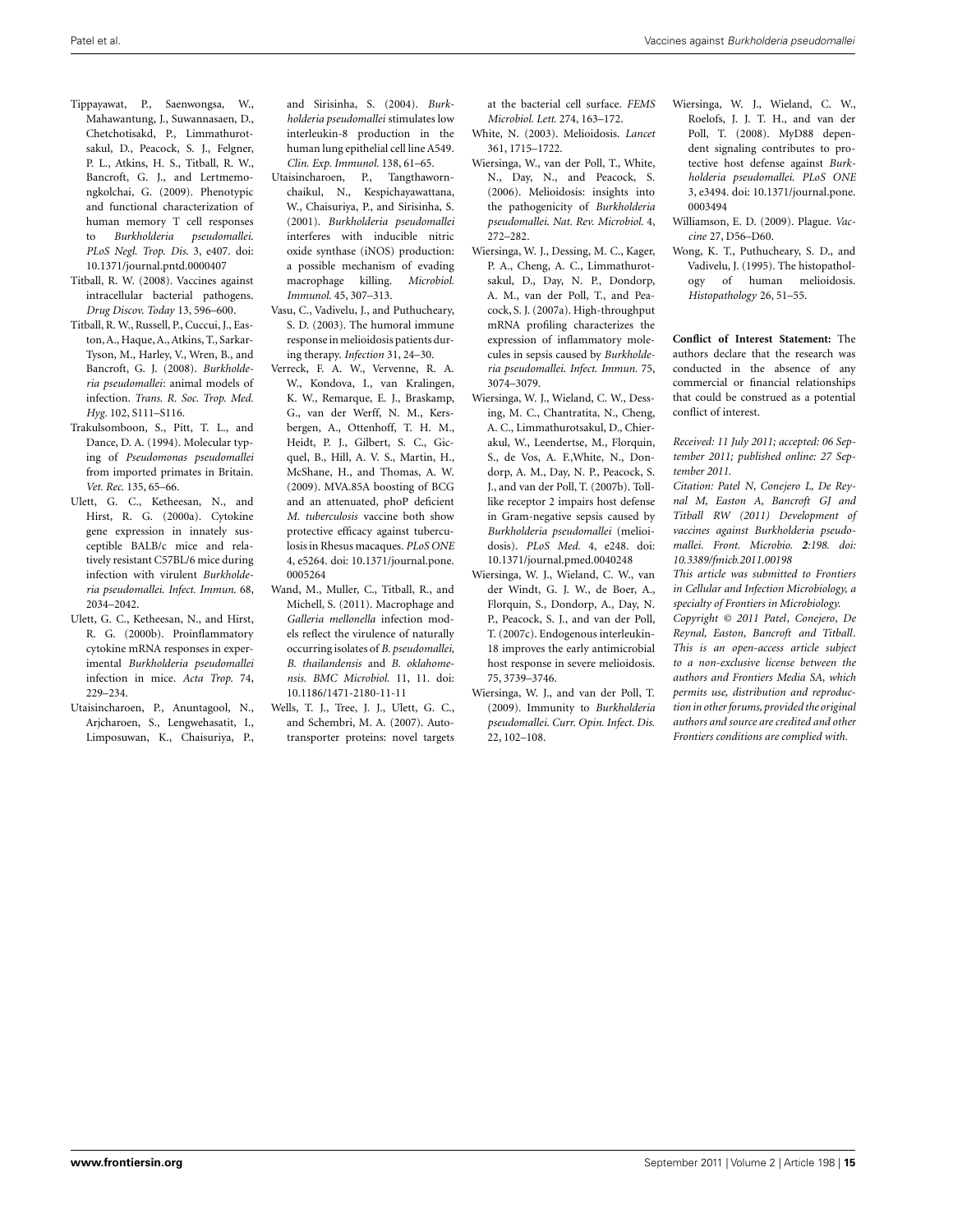Tippayawat, P., Saenwongsa, W., Mahawantung, J., Suwannasaen, D., Chetchotisakd, P., Limmathurotsakul, D., Peacock, S. J., Felgner, P. L., Atkins, H. S., Titball, R. W., Bancroft, G. J., and Lertmemongkolchai, G. (2009). Phenotypic and functional characterization of human memory T cell responses to *Burkholderia pseudomallei*. *PLoS Negl. Trop. Dis.* 3, e407. doi: 10.1371/journal.pntd.0000407

Titball, R. W. (2008). Vaccines against intracellular bacterial pathogens. *Drug Discov. Today* 13, 596–600.

Titball, R. W., Russell, P., Cuccui, J., Easton, A., Haque, A., Atkins, T., Sarkar-Tyson, M., Harley, V., Wren, B., and Bancroft, G. J. (2008). *Burkholderia pseudomallei*: animal models of infection. *Trans. R. Soc. Trop. Med. Hyg.* 102, S111–S116.

Trakulsomboon, S., Pitt, T. L., and Dance, D. A. (1994). Molecular typing of *Pseudomonas pseudomallei* from imported primates in Britain. *Vet. Rec.* 135, 65–66.

Ulett, G. C., Ketheesan, N., and Hirst, R. G. (2000a). Cytokine gene expression in innately susceptible BALB/c mice and relatively resistant C57BL/6 mice during infection with virulent *Burkholderia pseudomallei*. *Infect. Immun.* 68, 2034–2042.

Ulett, G. C., Ketheesan, N., and Hirst, R. G. (2000b). Proinflammatory cytokine mRNA responses in experimental *Burkholderia pseudomallei* infection in mice. *Acta Trop.* 74, 229–234.

Utaisincharoen, P., Anuntagool, N., Arjcharoen, S., Lengwehasatit, I., Limposuwan, K., Chaisuriya, P., and Sirisinha, S. (2004). *Burkholderia pseudomallei* stimulates low interleukin-8 production in the human lung epithelial cell line A549. *Clin. Exp. Immunol.* 138, 61–65.

Utaisincharoen, P., Tangthawornchaikul, N., Kespichayawattana, W., Chaisuriya, P., and Sirisinha, S. (2001). *Burkholderia pseudomallei* interferes with inducible nitric oxide synthase (iNOS) production: a possible mechanism of evading macrophage killing. *Microbiol. Immunol.* 45, 307–313.

Vasu, C., Vadivelu, J., and Puthucheary, S. D. (2003). The humoral immune response in melioidosis patients during therapy. *Infection* 31, 24–30.

Verreck, F. A. W., Vervenne, R. A. W., Kondova, I., van Kralingen, K. W., Remarque, E. J., Braskamp, G., van der Werff, N. M., Kersbergen, A., Ottenhoff, T. H. M., Heidt, P. J., Gilbert, S. C., Gicquel, B., Hill, A. V. S., Martin, H., McShane, H., and Thomas, A. W. (2009). MVA.85A boosting of BCG and an attenuated, phoP deficient *M. tuberculosis* vaccine both show protective efficacy against tuberculosis in Rhesus macaques. *PLoS ONE* 4, e5264. doi: 10.1371/journal.pone.0005264

Wand, M., Muller, C., Titball, R., and Michell, S. (2011). Macrophage and *Galleria mellonella* infection models reflect the virulence of naturally occurring isolates of *B. pseudomallei, B. thailandensis* and *B. oklahomensis*. *BMC Microbiol.* 11, 11. doi: 10.1186/1471-2180-11-11

Wells, T. J., Tree, J. J., Ulett, G. C., and Schembri, M. A. (2007). Autotransporter proteins: novel targets at the bacterial cell surface. *FEMS Microbiol. Lett.* 274, 163–172.

White, N. (2003). Melioidosis. *Lancet* 361, 1715–1722.

Wiersinga, W., van der Poll, T., White, N., Day, N., and Peacock, S. (2006). Melioidosis: insights into the pathogenicity of *Burkholderia pseudomallei*. *Nat. Rev. Microbiol.* 4, 272–282.

Wiersinga, W. J., Dessing, M. C., Kager, P. A., Cheng, A. C., Limmathurotsakul, D., Day, N. P., Dondorp, A. M., van der Poll, T., and Peacock, S. J. (2007a). High-throughput mRNA profiling characterizes the expression of inflammatory molecules in sepsis caused by *Burkholderia pseudomallei*. *Infect. Immun.* 75, 3074–3079.

Wiersinga, W. J., Wieland, C. W., Dessing, M. C., Chantratita, N., Cheng, A. C., Limmathurotsakul, D., Chierakul, W., Leendertse, M., Florquin, S., de Vos, A. F.,White, N., Dondorp, A. M., Day, N. P., Peacock, S. J., and van der Poll, T. (2007b). Toll-like receptor 2 impairs host defense in Gram-negative sepsis caused by *Burkholderia pseudomallei* (melioidosis). *PLoS Med.* 4, e248. doi: 10.1371/journal.pmed.0040248

Wiersinga, W. J., Wieland, C. W., van der Windt, G. J. W., de Boer, A., Florquin, S., Dondorp, A., Day, N. P., Peacock, S. J., and van der Poll, T. (2007c). Endogenous interleukin-18 improves the early antimicrobial host response in severe melioidosis. 75, 3739–3746.

Wiersinga, W. J., and van der Poll, T. (2009). Immunity to *Burkholderia pseudomallei*. *Curr. Opin. Infect. Dis.* 22, 102–108.

Wiersinga, W. J., Wieland, C. W., Roelofs, J. J. T. H., and van der Poll, T. (2008). MyD88 dependent signaling contributes to protective host defense against *Burkholderia pseudomallei*. *PLoS ONE* 3, e3494. doi: 10.1371/journal.pone.0003494

Williamson, E. D. (2009). Plague. *Vaccine* 27, D56–D60.

Wong, K. T., Puthucheary, S. D., and Vadivelu, J. (1995). The histopathology of human melioidosis. *Histopathology* 26, 51–55.

**Conflict of Interest Statement:** The authors declare that the research was conducted in the absence of any commercial or financial relationships that could be construed as a potential conflict of interest.

*Received: 11 July 2011; accepted: 06 September 2011; published online: 27 September 2011.*

*Citation: Patel N, Conejero L, De Reynal M, Easton A, Bancroft GJ and Titball RW (2011) Development of vaccines against Burkholderia pseudomallei. Front. Microbio.* ***2****:198. doi: 10.3389/fmicb.2011.00198*

*This article was submitted to Frontiers in Cellular and Infection Microbiology, a specialty of Frontiers in Microbiology.*

*Copyright © 2011 Patel, Conejero, De Reynal, Easton, Bancroft and Titball. This is an open-access article subject to a non-exclusive license between the authors and Frontiers Media SA, which permits use, distribution and reproduction in other forums, provided the original authors and source are credited and other Frontiers conditions are complied with.*